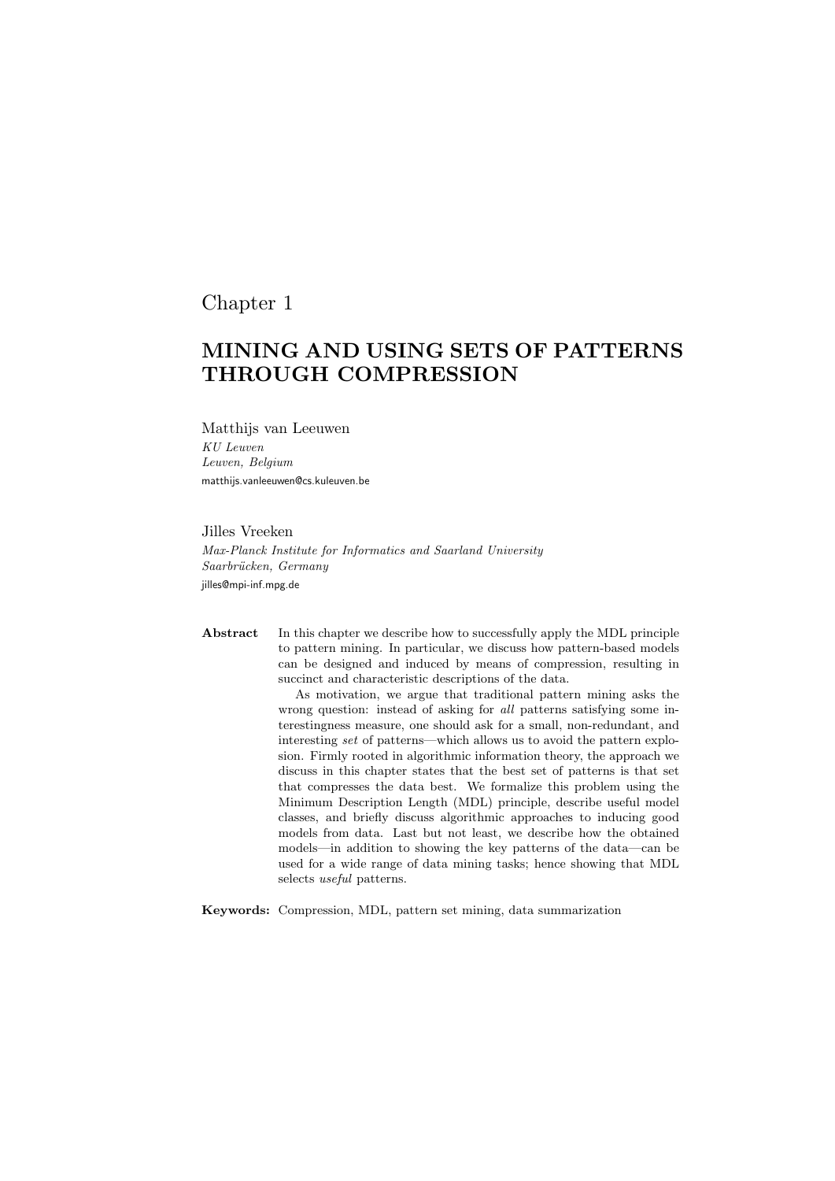Chapter 1

# MINING AND USING SETS OF PATTERNS THROUGH COMPRESSION

Matthijs van Leeuwen
*KU Leuven*
*Leuven, Belgium*
matthijs.vanleeuwen@cs.kuleuven.be

Jilles Vreeken
*Max-Planck Institute for Informatics and Saarland University*
*Saarbrücken, Germany*
jilles@mpi-inf.mpg.de

**Abstract** In this chapter we describe how to successfully apply the MDL principle to pattern mining. In particular, we discuss how pattern-based models can be designed and induced by means of compression, resulting in succinct and characteristic descriptions of the data.

As motivation, we argue that traditional pattern mining asks the wrong question: instead of asking for *all* patterns satisfying some interestingness measure, one should ask for a small, non-redundant, and interesting *set* of patterns—which allows us to avoid the pattern explosion. Firmly rooted in algorithmic information theory, the approach we discuss in this chapter states that the best set of patterns is that set that compresses the data best. We formalize this problem using the Minimum Description Length (MDL) principle, describe useful model classes, and briefly discuss algorithmic approaches to inducing good models from data. Last but not least, we describe how the obtained models—in addition to showing the key patterns of the data—can be used for a wide range of data mining tasks; hence showing that MDL selects *useful* patterns.

**Keywords:** Compression, MDL, pattern set mining, data summarization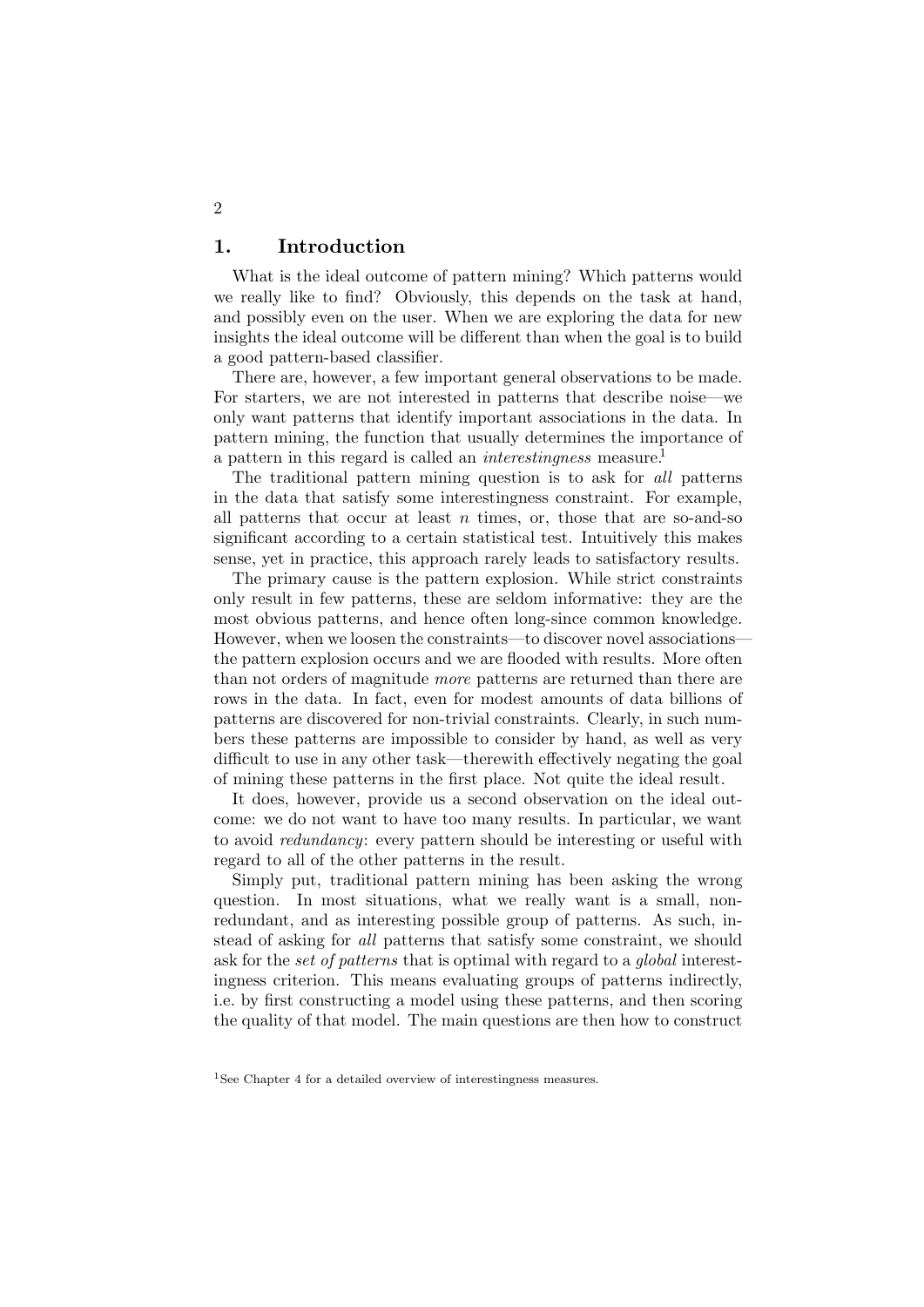# 1. Introduction

What is the ideal outcome of pattern mining? Which patterns would we really like to find? Obviously, this depends on the task at hand, and possibly even on the user. When we are exploring the data for new insights the ideal outcome will be different than when the goal is to build a good pattern-based classifier.

There are, however, a few important general observations to be made. For starters, we are not interested in patterns that describe noise—we only want patterns that identify important associations in the data. In pattern mining, the function that usually determines the importance of a pattern in this regard is called an *interestingness* measure.[1]

The traditional pattern mining question is to ask for *all* patterns in the data that satisfy some interestingness constraint. For example, all patterns that occur at least $n$ times, or, those that are so-and-so significant according to a certain statistical test. Intuitively this makes sense, yet in practice, this approach rarely leads to satisfactory results.

The primary cause is the pattern explosion. While strict constraints only result in few patterns, these are seldom informative: they are the most obvious patterns, and hence often long-since common knowledge. However, when we loosen the constraints—to discover novel associations—the pattern explosion occurs and we are flooded with results. More often than not orders of magnitude *more* patterns are returned than there are rows in the data. In fact, even for modest amounts of data billions of patterns are discovered for non-trivial constraints. Clearly, in such numbers these patterns are impossible to consider by hand, as well as very difficult to use in any other task—therewith effectively negating the goal of mining these patterns in the first place. Not quite the ideal result.

It does, however, provide us a second observation on the ideal outcome: we do not want to have too many results. In particular, we want to avoid *redundancy*: every pattern should be interesting or useful with regard to all of the other patterns in the result.

Simply put, traditional pattern mining has been asking the wrong question. In most situations, what we really want is a small, non-redundant, and as interesting possible group of patterns. As such, instead of asking for *all* patterns that satisfy some constraint, we should ask for the *set of patterns* that is optimal with regard to a *global* interestingness criterion. This means evaluating groups of patterns indirectly, i.e. by first constructing a model using these patterns, and then scoring the quality of that model. The main questions are then how to construct

[1] See Chapter 4 for a detailed overview of interestingness measures.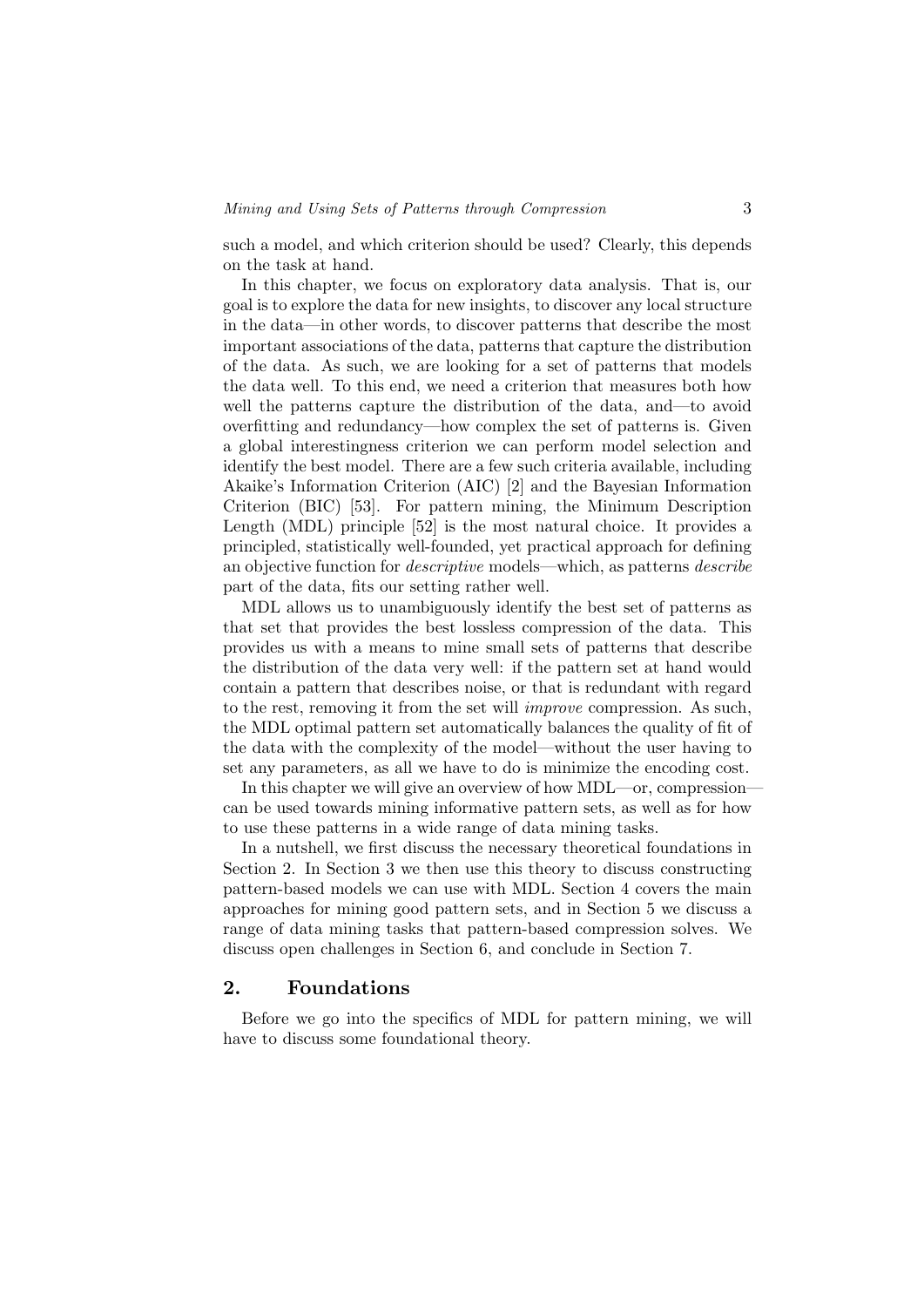such a model, and which criterion should be used? Clearly, this depends on the task at hand.

In this chapter, we focus on exploratory data analysis. That is, our goal is to explore the data for new insights, to discover any local structure in the data—in other words, to discover patterns that describe the most important associations of the data, patterns that capture the distribution of the data. As such, we are looking for a set of patterns that models the data well. To this end, we need a criterion that measures both how well the patterns capture the distribution of the data, and—to avoid overfitting and redundancy—how complex the set of patterns is. Given a global interestingness criterion we can perform model selection and identify the best model. There are a few such criteria available, including Akaike's Information Criterion (AIC) [2] and the Bayesian Information Criterion (BIC) [53]. For pattern mining, the Minimum Description Length (MDL) principle [52] is the most natural choice. It provides a principled, statistically well-founded, yet practical approach for defining an objective function for *descriptive* models—which, as patterns *describe* part of the data, fits our setting rather well.

MDL allows us to unambiguously identify the best set of patterns as that set that provides the best lossless compression of the data. This provides us with a means to mine small sets of patterns that describe the distribution of the data very well: if the pattern set at hand would contain a pattern that describes noise, or that is redundant with regard to the rest, removing it from the set will *improve* compression. As such, the MDL optimal pattern set automatically balances the quality of fit of the data with the complexity of the model—without the user having to set any parameters, as all we have to do is minimize the encoding cost.

In this chapter we will give an overview of how MDL—or, compression—can be used towards mining informative pattern sets, as well as for how to use these patterns in a wide range of data mining tasks.

In a nutshell, we first discuss the necessary theoretical foundations in Section 2. In Section 3 we then use this theory to discuss constructing pattern-based models we can use with MDL. Section 4 covers the main approaches for mining good pattern sets, and in Section 5 we discuss a range of data mining tasks that pattern-based compression solves. We discuss open challenges in Section 6, and conclude in Section 7.

## 2. Foundations

Before we go into the specifics of MDL for pattern mining, we will have to discuss some foundational theory.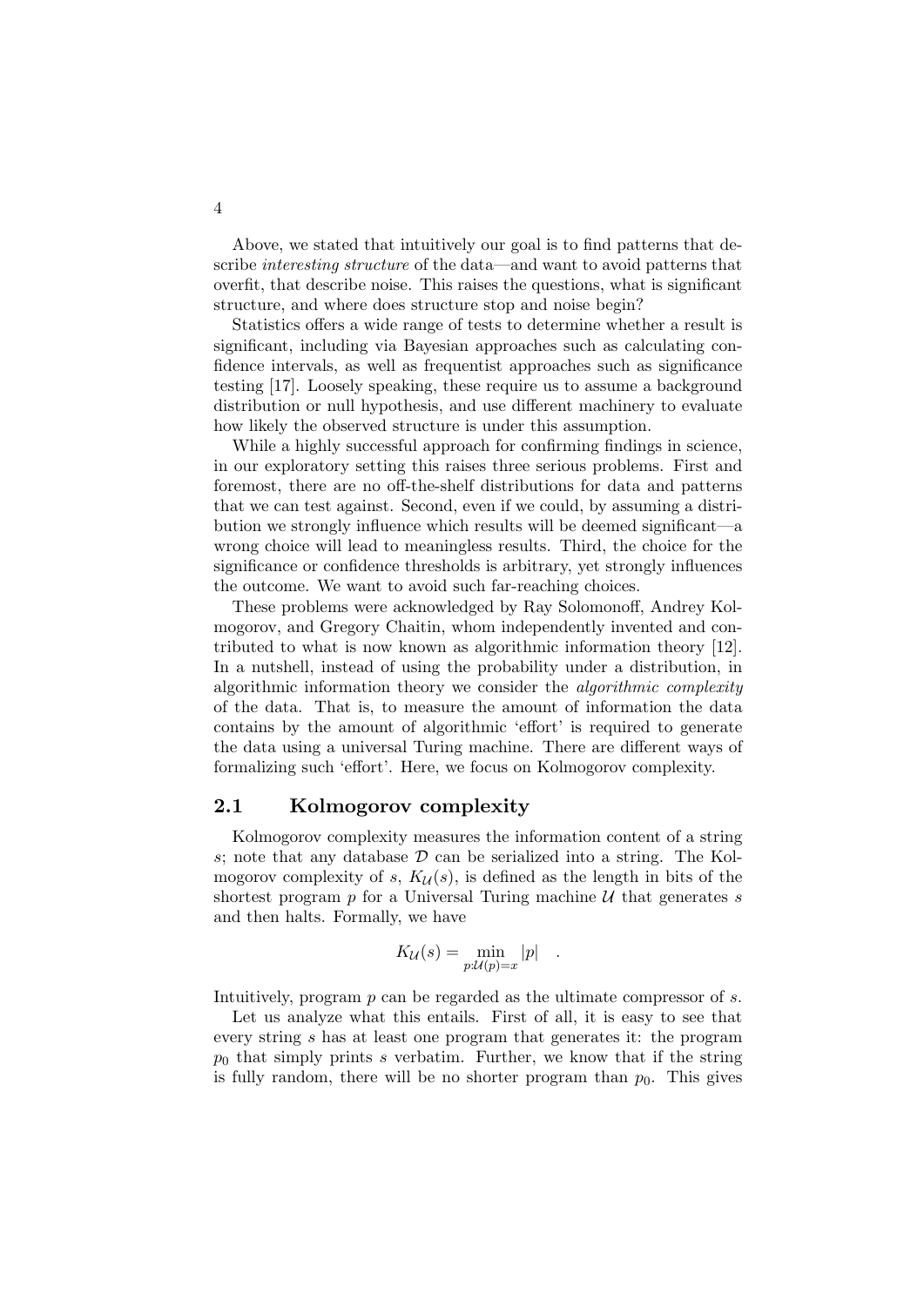Above, we stated that intuitively our goal is to find patterns that describe *interesting structure* of the data—and want to avoid patterns that overfit, that describe noise. This raises the questions, what is significant structure, and where does structure stop and noise begin?

Statistics offers a wide range of tests to determine whether a result is significant, including via Bayesian approaches such as calculating confidence intervals, as well as frequentist approaches such as significance testing [17]. Loosely speaking, these require us to assume a background distribution or null hypothesis, and use different machinery to evaluate how likely the observed structure is under this assumption.

While a highly successful approach for confirming findings in science, in our exploratory setting this raises three serious problems. First and foremost, there are no off-the-shelf distributions for data and patterns that we can test against. Second, even if we could, by assuming a distribution we strongly influence which results will be deemed significant—a wrong choice will lead to meaningless results. Third, the choice for the significance or confidence thresholds is arbitrary, yet strongly influences the outcome. We want to avoid such far-reaching choices.

These problems were acknowledged by Ray Solomonoff, Andrey Kolmogorov, and Gregory Chaitin, whom independently invented and contributed to what is now known as algorithmic information theory [12]. In a nutshell, instead of using the probability under a distribution, in algorithmic information theory we consider the *algorithmic complexity* of the data. That is, to measure the amount of information the data contains by the amount of algorithmic 'effort' is required to generate the data using a universal Turing machine. There are different ways of formalizing such 'effort'. Here, we focus on Kolmogorov complexity.

## 2.1 Kolmogorov complexity

Kolmogorov complexity measures the information content of a string $s$; note that any database $\mathcal{D}$ can be serialized into a string. The Kolmogorov complexity of $s$, $K_{\mathcal{U}}(s)$, is defined as the length in bits of the shortest program $p$ for a Universal Turing machine $\mathcal{U}$ that generates $s$ and then halts. Formally, we have

$$K_{\mathcal{U}}(s) = \min_{p:\mathcal{U}(p)=x} |p| \quad .$$

Intuitively, program $p$ can be regarded as the ultimate compressor of $s$.

Let us analyze what this entails. First of all, it is easy to see that every string $s$ has at least one program that generates it: the program $p_0$ that simply prints $s$ verbatim. Further, we know that if the string is fully random, there will be no shorter program than $p_0$. This gives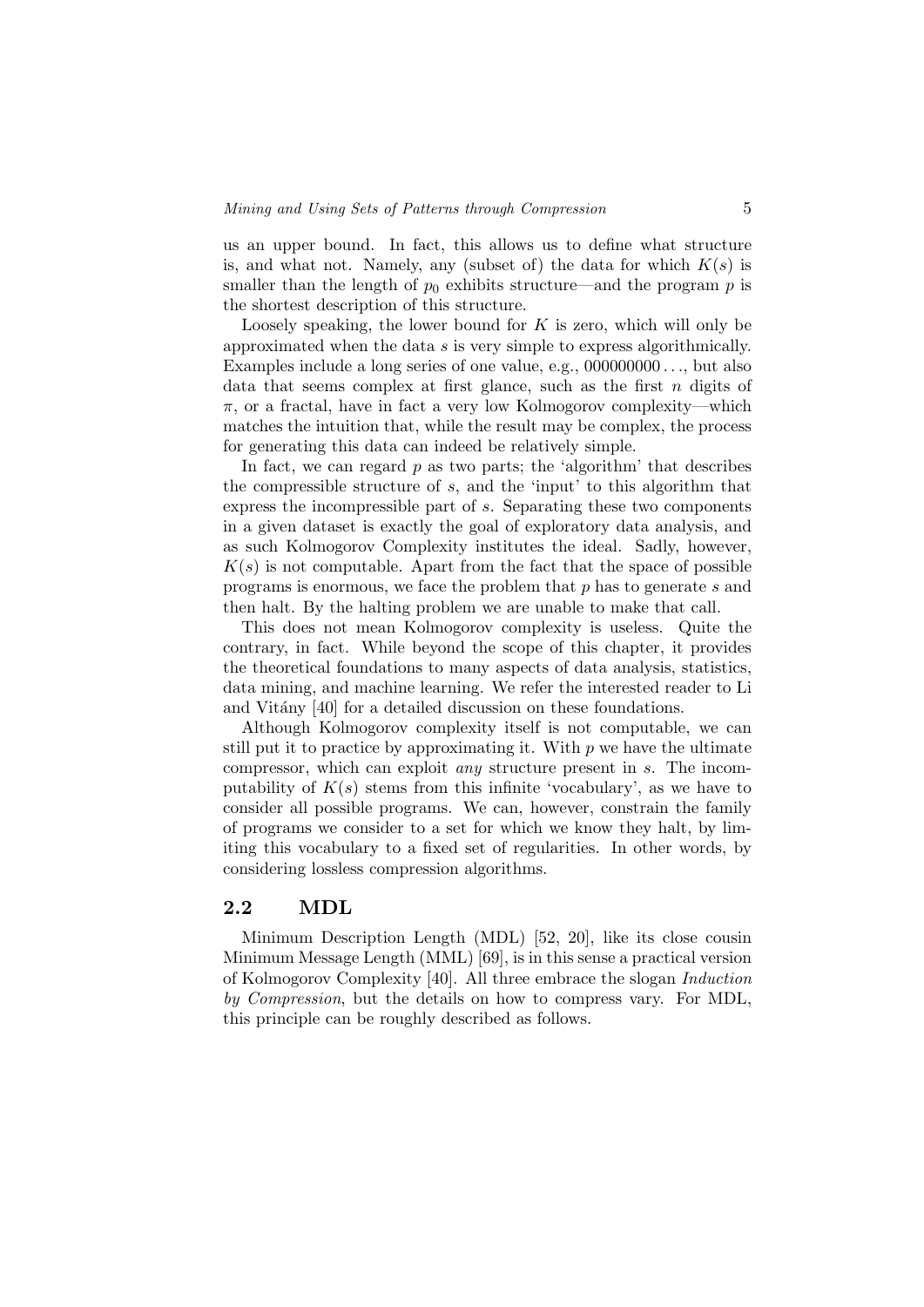us an upper bound. In fact, this allows us to define what structure is, and what not. Namely, any (subset of) the data for which $K(s)$ is smaller than the length of $p_0$ exhibits structure—and the program $p$ is the shortest description of this structure.

Loosely speaking, the lower bound for $K$ is zero, which will only be approximated when the data $s$ is very simple to express algorithmically. Examples include a long series of one value, e.g., $000000000\ldots$, but also data that seems complex at first glance, such as the first $n$ digits of $\pi$, or a fractal, have in fact a very low Kolmogorov complexity—which matches the intuition that, while the result may be complex, the process for generating this data can indeed be relatively simple.

In fact, we can regard $p$ as two parts; the 'algorithm' that describes the compressible structure of $s$, and the 'input' to this algorithm that express the incompressible part of $s$. Separating these two components in a given dataset is exactly the goal of exploratory data analysis, and as such Kolmogorov Complexity institutes the ideal. Sadly, however, $K(s)$ is not computable. Apart from the fact that the space of possible programs is enormous, we face the problem that $p$ has to generate $s$ and then halt. By the halting problem we are unable to make that call.

This does not mean Kolmogorov complexity is useless. Quite the contrary, in fact. While beyond the scope of this chapter, it provides the theoretical foundations to many aspects of data analysis, statistics, data mining, and machine learning. We refer the interested reader to Li and Vitány [40] for a detailed discussion on these foundations.

Although Kolmogorov complexity itself is not computable, we can still put it to practice by approximating it. With $p$ we have the ultimate compressor, which can exploit *any* structure present in $s$. The incomputability of $K(s)$ stems from this infinite 'vocabulary', as we have to consider all possible programs. We can, however, constrain the family of programs we consider to a set for which we know they halt, by limiting this vocabulary to a fixed set of regularities. In other words, by considering lossless compression algorithms.

## 2.2 MDL

Minimum Description Length (MDL) [52, 20], like its close cousin Minimum Message Length (MML) [69], is in this sense a practical version of Kolmogorov Complexity [40]. All three embrace the slogan *Induction by Compression*, but the details on how to compress vary. For MDL, this principle can be roughly described as follows.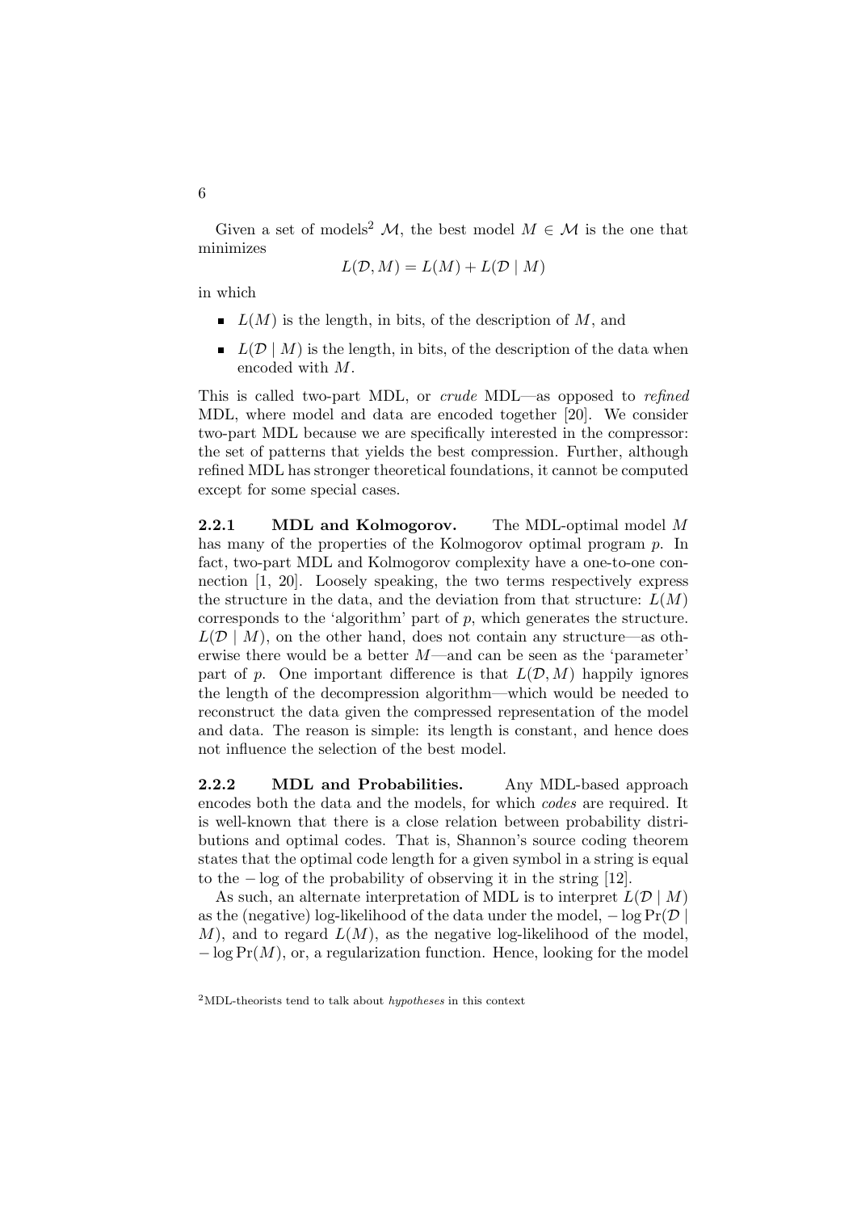Given a set of models[2] $\mathcal{M}$, the best model $M \in \mathcal{M}$ is the one that minimizes

$$L(\mathcal{D}, M) = L(M) + L(\mathcal{D} \mid M)$$

in which

- $L(M)$ is the length, in bits, of the description of $M$, and
- $L(\mathcal{D} \mid M)$ is the length, in bits, of the description of the data when encoded with $M$.

This is called two-part MDL, or *crude* MDL—as opposed to *refined* MDL, where model and data are encoded together [20]. We consider two-part MDL because we are specifically interested in the compressor: the set of patterns that yields the best compression. Further, although refined MDL has stronger theoretical foundations, it cannot be computed except for some special cases.

**2.2.1 MDL and Kolmogorov.** The MDL-optimal model $M$ has many of the properties of the Kolmogorov optimal program $p$. In fact, two-part MDL and Kolmogorov complexity have a one-to-one connection [1, 20]. Loosely speaking, the two terms respectively express the structure in the data, and the deviation from that structure: $L(M)$ corresponds to the 'algorithm' part of $p$, which generates the structure. $L(\mathcal{D} \mid M)$, on the other hand, does not contain any structure—as otherwise there would be a better $M$—and can be seen as the 'parameter' part of $p$. One important difference is that $L(\mathcal{D}, M)$ happily ignores the length of the decompression algorithm—which would be needed to reconstruct the data given the compressed representation of the model and data. The reason is simple: its length is constant, and hence does not influence the selection of the best model.

**2.2.2 MDL and Probabilities.** Any MDL-based approach encodes both the data and the models, for which *codes* are required. It is well-known that there is a close relation between probability distributions and optimal codes. That is, Shannon's source coding theorem states that the optimal code length for a given symbol in a string is equal to the $-\log$ of the probability of observing it in the string [12].

As such, an alternate interpretation of MDL is to interpret $L(\mathcal{D} \mid M)$ as the (negative) log-likelihood of the data under the model, $-\log \Pr(\mathcal{D} \mid M)$, and to regard $L(M)$, as the negative log-likelihood of the model, $-\log \Pr(M)$, or, a regularization function. Hence, looking for the model

[2] MDL-theorists tend to talk about *hypotheses* in this context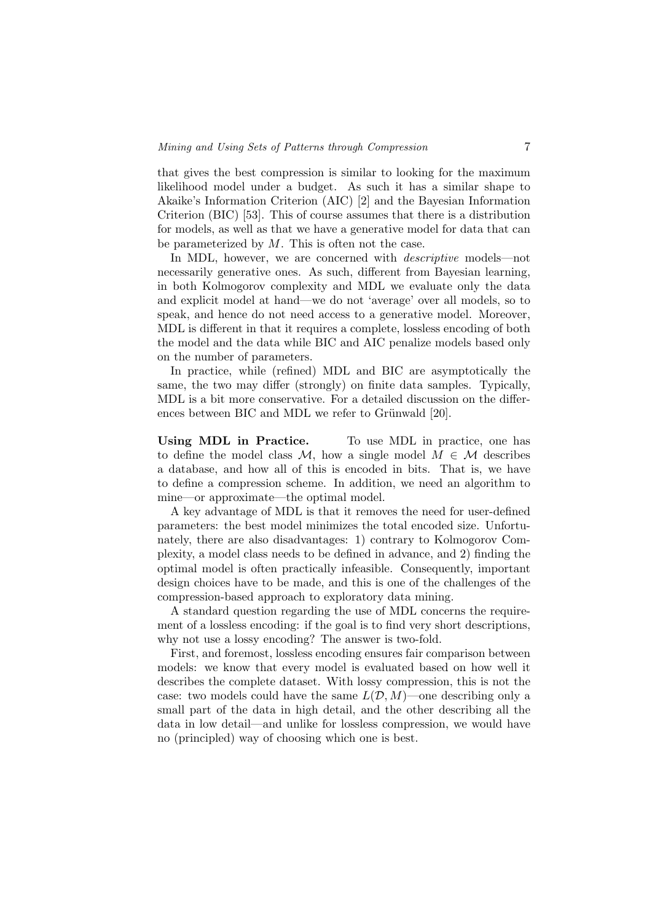that gives the best compression is similar to looking for the maximum likelihood model under a budget. As such it has a similar shape to Akaike's Information Criterion (AIC) [2] and the Bayesian Information Criterion (BIC) [53]. This of course assumes that there is a distribution for models, as well as that we have a generative model for data that can be parameterized by $M$. This is often not the case.

In MDL, however, we are concerned with *descriptive* models—not necessarily generative ones. As such, different from Bayesian learning, in both Kolmogorov complexity and MDL we evaluate only the data and explicit model at hand—we do not 'average' over all models, so to speak, and hence do not need access to a generative model. Moreover, MDL is different in that it requires a complete, lossless encoding of both the model and the data while BIC and AIC penalize models based only on the number of parameters.

In practice, while (refined) MDL and BIC are asymptotically the same, the two may differ (strongly) on finite data samples. Typically, MDL is a bit more conservative. For a detailed discussion on the differences between BIC and MDL we refer to Grünwald [20].

**Using MDL in Practice.** To use MDL in practice, one has to define the model class $\mathcal{M}$, how a single model $M \in \mathcal{M}$ describes a database, and how all of this is encoded in bits. That is, we have to define a compression scheme. In addition, we need an algorithm to mine—or approximate—the optimal model.

A key advantage of MDL is that it removes the need for user-defined parameters: the best model minimizes the total encoded size. Unfortunately, there are also disadvantages: 1) contrary to Kolmogorov Complexity, a model class needs to be defined in advance, and 2) finding the optimal model is often practically infeasible. Consequently, important design choices have to be made, and this is one of the challenges of the compression-based approach to exploratory data mining.

A standard question regarding the use of MDL concerns the requirement of a lossless encoding: if the goal is to find very short descriptions, why not use a lossy encoding? The answer is two-fold.

First, and foremost, lossless encoding ensures fair comparison between models: we know that every model is evaluated based on how well it describes the complete dataset. With lossy compression, this is not the case: two models could have the same $L(\mathcal{D}, M)$—one describing only a small part of the data in high detail, and the other describing all the data in low detail—and unlike for lossless compression, we would have no (principled) way of choosing which one is best.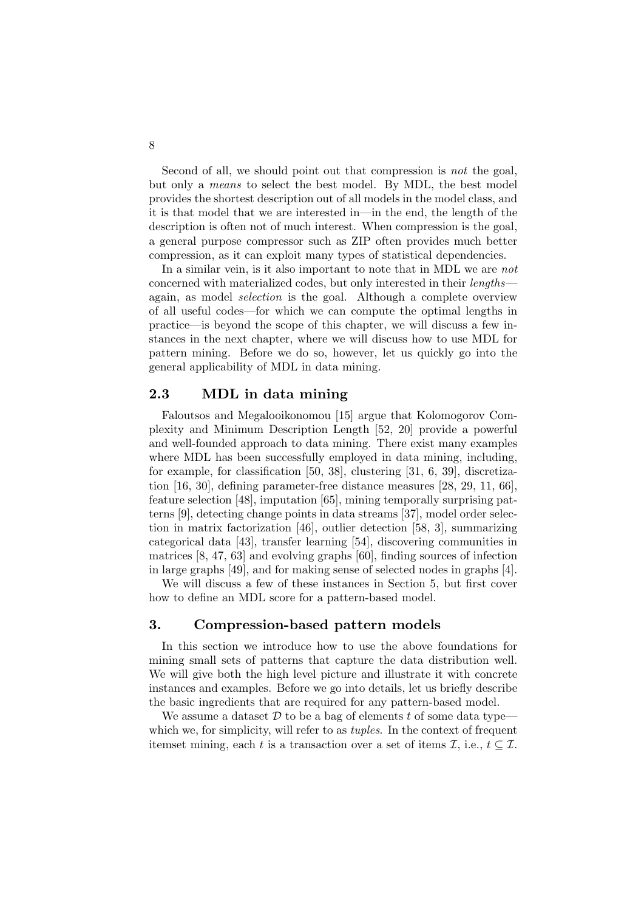Second of all, we should point out that compression is *not* the goal, but only a *means* to select the best model. By MDL, the best model provides the shortest description out of all models in the model class, and it is that model that we are interested in—in the end, the length of the description is often not of much interest. When compression is the goal, a general purpose compressor such as ZIP often provides much better compression, as it can exploit many types of statistical dependencies.

In a similar vein, is it also important to note that in MDL we are *not* concerned with materialized codes, but only interested in their *lengths*—again, as model *selection* is the goal. Although a complete overview of all useful codes—for which we can compute the optimal lengths in practice—is beyond the scope of this chapter, we will discuss a few instances in the next chapter, where we will discuss how to use MDL for pattern mining. Before we do so, however, let us quickly go into the general applicability of MDL in data mining.

## 2.3 MDL in data mining

Faloutsos and Megalooikonomou [15] argue that Kolomogorov Complexity and Minimum Description Length [52, 20] provide a powerful and well-founded approach to data mining. There exist many examples where MDL has been successfully employed in data mining, including, for example, for classification [50, 38], clustering [31, 6, 39], discretization [16, 30], defining parameter-free distance measures [28, 29, 11, 66], feature selection [48], imputation [65], mining temporally surprising patterns [9], detecting change points in data streams [37], model order selection in matrix factorization [46], outlier detection [58, 3], summarizing categorical data [43], transfer learning [54], discovering communities in matrices [8, 47, 63] and evolving graphs [60], finding sources of infection in large graphs [49], and for making sense of selected nodes in graphs [4].

We will discuss a few of these instances in Section 5, but first cover how to define an MDL score for a pattern-based model.

# 3. Compression-based pattern models

In this section we introduce how to use the above foundations for mining small sets of patterns that capture the data distribution well. We will give both the high level picture and illustrate it with concrete instances and examples. Before we go into details, let us briefly describe the basic ingredients that are required for any pattern-based model.

We assume a dataset $\mathcal{D}$ to be a bag of elements $t$ of some data type—which we, for simplicity, will refer to as *tuples*. In the context of frequent itemset mining, each $t$ is a transaction over a set of items $\mathcal{I}$, i.e., $t \subseteq \mathcal{I}$.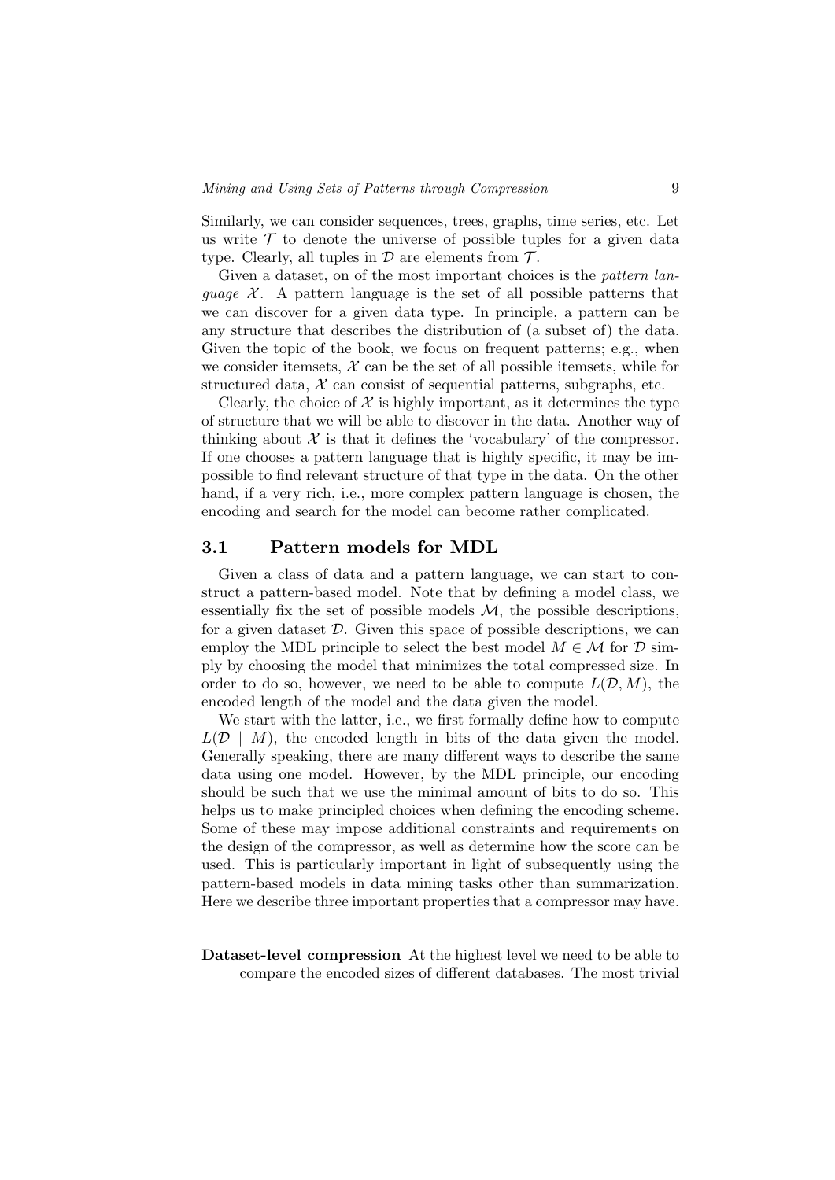Similarly, we can consider sequences, trees, graphs, time series, etc. Let us write $\mathcal{T}$ to denote the universe of possible tuples for a given data type. Clearly, all tuples in $\mathcal{D}$ are elements from $\mathcal{T}$.

Given a dataset, on of the most important choices is the *pattern language* $\mathcal{X}$. A pattern language is the set of all possible patterns that we can discover for a given data type. In principle, a pattern can be any structure that describes the distribution of (a subset of) the data. Given the topic of the book, we focus on frequent patterns; e.g., when we consider itemsets, $\mathcal{X}$ can be the set of all possible itemsets, while for structured data, $\mathcal{X}$ can consist of sequential patterns, subgraphs, etc.

Clearly, the choice of $\mathcal{X}$ is highly important, as it determines the type of structure that we will be able to discover in the data. Another way of thinking about $\mathcal{X}$ is that it defines the 'vocabulary' of the compressor. If one chooses a pattern language that is highly specific, it may be impossible to find relevant structure of that type in the data. On the other hand, if a very rich, i.e., more complex pattern language is chosen, the encoding and search for the model can become rather complicated.

## 3.1 Pattern models for MDL

Given a class of data and a pattern language, we can start to construct a pattern-based model. Note that by defining a model class, we essentially fix the set of possible models $\mathcal{M}$, the possible descriptions, for a given dataset $\mathcal{D}$. Given this space of possible descriptions, we can employ the MDL principle to select the best model $M \in \mathcal{M}$ for $\mathcal{D}$ simply by choosing the model that minimizes the total compressed size. In order to do so, however, we need to be able to compute $L(\mathcal{D}, M)$, the encoded length of the model and the data given the model.

We start with the latter, i.e., we first formally define how to compute $L(\mathcal{D} \mid M)$, the encoded length in bits of the data given the model. Generally speaking, there are many different ways to describe the same data using one model. However, by the MDL principle, our encoding should be such that we use the minimal amount of bits to do so. This helps us to make principled choices when defining the encoding scheme. Some of these may impose additional constraints and requirements on the design of the compressor, as well as determine how the score can be used. This is particularly important in light of subsequently using the pattern-based models in data mining tasks other than summarization. Here we describe three important properties that a compressor may have.

**Dataset-level compression** At the highest level we need to be able to compare the encoded sizes of different databases. The most trivial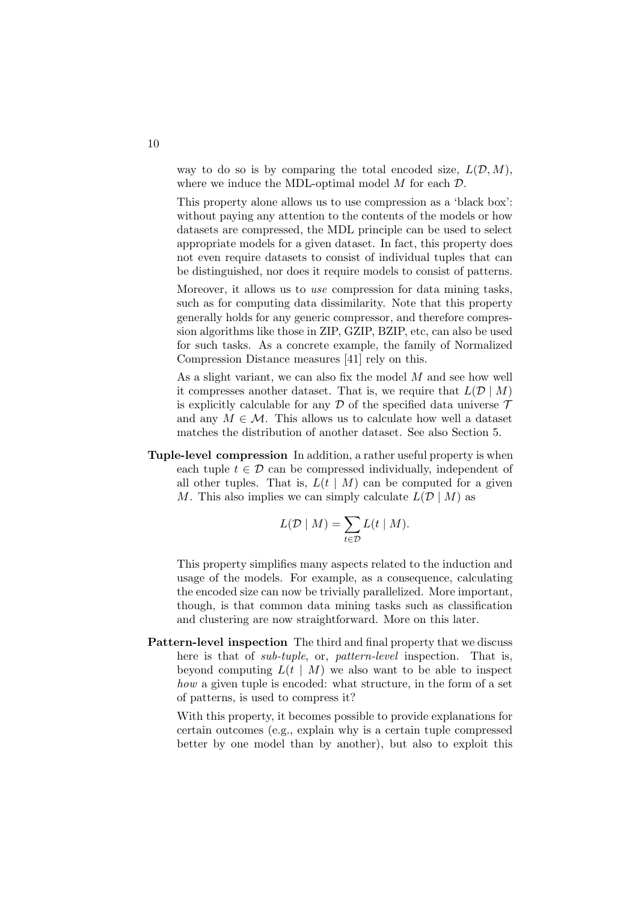way to do so is by comparing the total encoded size, $L(\mathcal{D}, M)$, where we induce the MDL-optimal model $M$ for each $\mathcal{D}$.

This property alone allows us to use compression as a 'black box': without paying any attention to the contents of the models or how datasets are compressed, the MDL principle can be used to select appropriate models for a given dataset. In fact, this property does not even require datasets to consist of individual tuples that can be distinguished, nor does it require models to consist of patterns.

Moreover, it allows us to *use* compression for data mining tasks, such as for computing data dissimilarity. Note that this property generally holds for any generic compressor, and therefore compression algorithms like those in ZIP, GZIP, BZIP, etc, can also be used for such tasks. As a concrete example, the family of Normalized Compression Distance measures [41] rely on this.

As a slight variant, we can also fix the model $M$ and see how well it compresses another dataset. That is, we require that $L(\mathcal{D} \mid M)$ is explicitly calculable for any $\mathcal{D}$ of the specified data universe $\mathcal{T}$ and any $M \in \mathcal{M}$. This allows us to calculate how well a dataset matches the distribution of another dataset. See also Section 5.

**Tuple-level compression** In addition, a rather useful property is when each tuple $t \in \mathcal{D}$ can be compressed individually, independent of all other tuples. That is, $L(t \mid M)$ can be computed for a given $M$. This also implies we can simply calculate $L(\mathcal{D} \mid M)$ as

$$L(\mathcal{D} \mid M) = \sum_{t \in \mathcal{D}} L(t \mid M).$$

This property simplifies many aspects related to the induction and usage of the models. For example, as a consequence, calculating the encoded size can now be trivially parallelized. More important, though, is that common data mining tasks such as classification and clustering are now straightforward. More on this later.

**Pattern-level inspection** The third and final property that we discuss here is that of *sub-tuple*, or, *pattern-level* inspection. That is, beyond computing $L(t \mid M)$ we also want to be able to inspect *how* a given tuple is encoded: what structure, in the form of a set of patterns, is used to compress it?

With this property, it becomes possible to provide explanations for certain outcomes (e.g., explain why is a certain tuple compressed better by one model than by another), but also to exploit this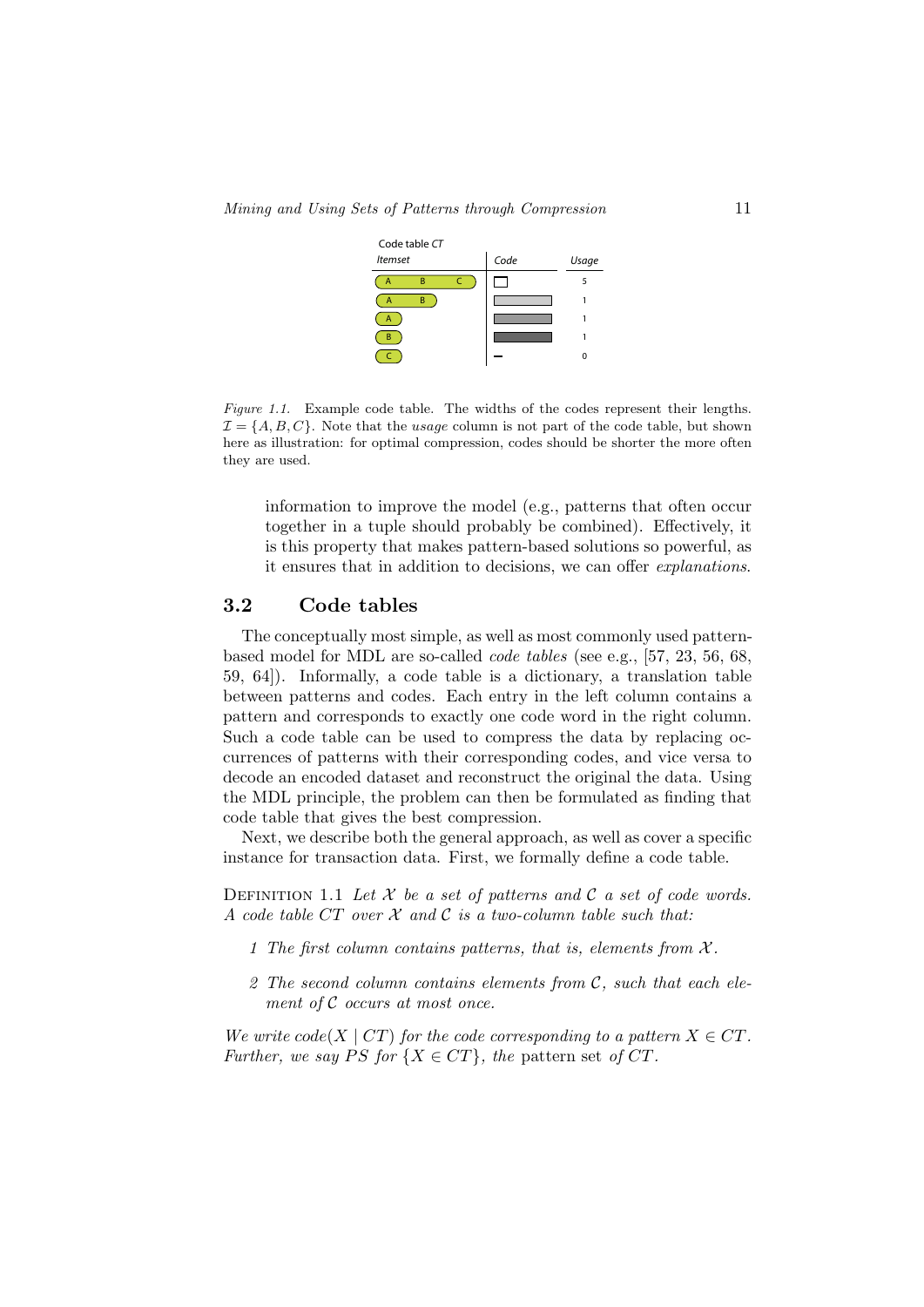Code table *CT*

| *Itemset* | *Code* | *Usage* |
|---|---|---|
| A B C | | 5 |
| A B | | 1 |
| A | | 1 |
| B | | 1 |
| C | | 0 |

*Figure 1.1.* Example code table. The widths of the codes represent their lengths. $\mathcal{I} = \{A, B, C\}$. Note that the *usage* column is not part of the code table, but shown here as illustration: for optimal compression, codes should be shorter the more often they are used.

information to improve the model (e.g., patterns that often occur together in a tuple should probably be combined). Effectively, it is this property that makes pattern-based solutions so powerful, as it ensures that in addition to decisions, we can offer *explanations*.

## 3.2 Code tables

The conceptually most simple, as well as most commonly used pattern-based model for MDL are so-called *code tables* (see e.g., [57, 23, 56, 68, 59, 64]). Informally, a code table is a dictionary, a translation table between patterns and codes. Each entry in the left column contains a pattern and corresponds to exactly one code word in the right column. Such a code table can be used to compress the data by replacing occurrences of patterns with their corresponding codes, and vice versa to decode an encoded dataset and reconstruct the original the data. Using the MDL principle, the problem can then be formulated as finding that code table that gives the best compression.

Next, we describe both the general approach, as well as cover a specific instance for transaction data. First, we formally define a code table.

Definition 1.1 *Let $\mathcal{X}$ be a set of patterns and $\mathcal{C}$ a set of code words. A code table $CT$ over $\mathcal{X}$ and $\mathcal{C}$ is a two-column table such that:*

1. *The first column contains patterns, that is, elements from $\mathcal{X}$.*
2. *The second column contains elements from $\mathcal{C}$, such that each element of $\mathcal{C}$ occurs at most once.*

*We write $code(X \mid CT)$ for the code corresponding to a pattern $X \in CT$. Further, we say $PS$ for $\{X \in CT\}$, the* pattern set *of $CT$.*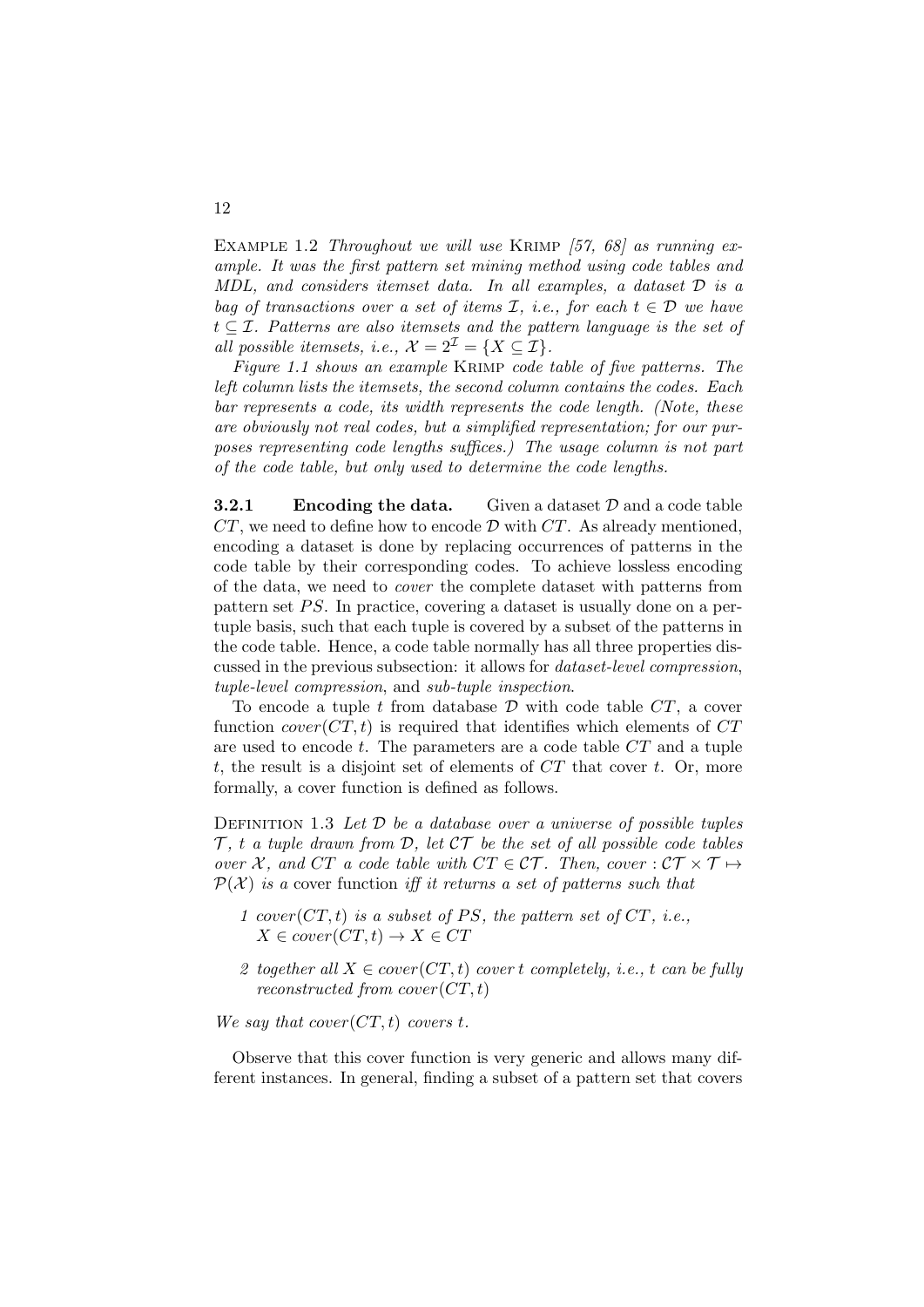Example 1.2 *Throughout we will use* Krimp *[57, 68] as running example. It was the first pattern set mining method using code tables and MDL, and considers itemset data. In all examples, a dataset $\mathcal{D}$ is a bag of transactions over a set of items $\mathcal{I}$, i.e., for each $t \in \mathcal{D}$ we have $t \subseteq \mathcal{I}$. Patterns are also itemsets and the pattern language is the set of all possible itemsets, i.e., $\mathcal{X} = 2^{\mathcal{I}} = \{X \subseteq \mathcal{I}\}$.*

*Figure 1.1 shows an example* Krimp *code table of five patterns. The left column lists the itemsets, the second column contains the codes. Each bar represents a code, its width represents the code length. (Note, these are obviously not real codes, but a simplified representation; for our purposes representing code lengths suffices.) The usage column is not part of the code table, but only used to determine the code lengths.*

**3.2.1 Encoding the data.** Given a dataset $\mathcal{D}$ and a code table $CT$, we need to define how to encode $\mathcal{D}$ with $CT$. As already mentioned, encoding a dataset is done by replacing occurrences of patterns in the code table by their corresponding codes. To achieve lossless encoding of the data, we need to *cover* the complete dataset with patterns from pattern set $PS$. In practice, covering a dataset is usually done on a per-tuple basis, such that each tuple is covered by a subset of the patterns in the code table. Hence, a code table normally has all three properties discussed in the previous subsection: it allows for *dataset-level compression*, *tuple-level compression*, and *sub-tuple inspection*.

To encode a tuple $t$ from database $\mathcal{D}$ with code table $CT$, a cover function $cover(CT, t)$ is required that identifies which elements of $CT$ are used to encode $t$. The parameters are a code table $CT$ and a tuple $t$, the result is a disjoint set of elements of $CT$ that cover $t$. Or, more formally, a cover function is defined as follows.

Definition 1.3 *Let $\mathcal{D}$ be a database over a universe of possible tuples $\mathcal{T}$, $t$ a tuple drawn from $\mathcal{D}$, let $\mathcal{CT}$ be the set of all possible code tables over $\mathcal{X}$, and $CT$ a code table with $CT \in \mathcal{CT}$. Then, $cover : \mathcal{CT} \times \mathcal{T} \mapsto \mathcal{P}(\mathcal{X})$ is a* cover function *iff it returns a set of patterns such that*

1. *$cover(CT, t)$ is a subset of $PS$, the pattern set of $CT$, i.e., $X \in cover(CT, t) \rightarrow X \in CT$*
2. *together all $X \in cover(CT, t)$ cover $t$ completely, i.e., $t$ can be fully reconstructed from $cover(CT, t)$*

*We say that $cover(CT, t)$ covers $t$.*

Observe that this cover function is very generic and allows many different instances. In general, finding a subset of a pattern set that covers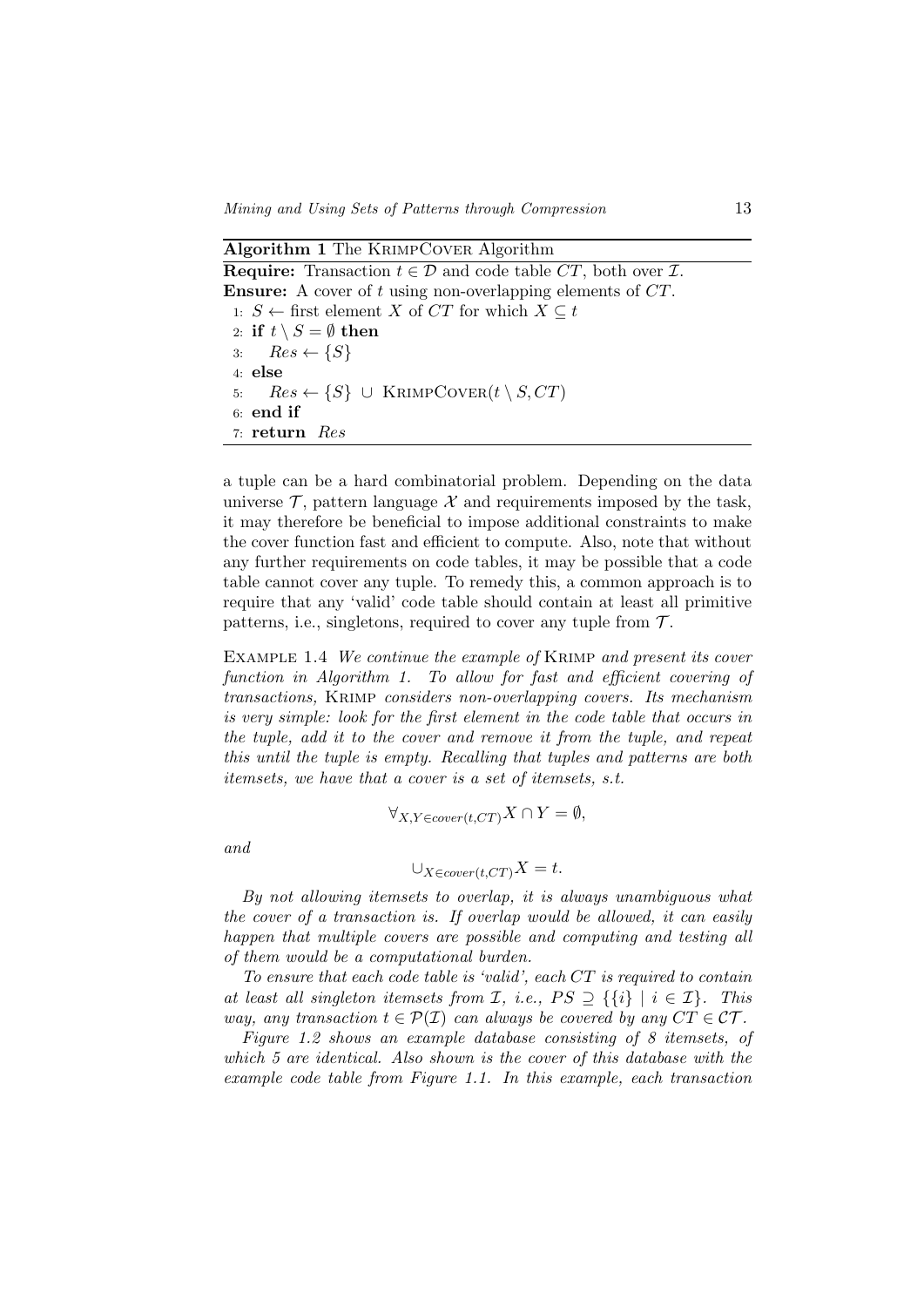**Algorithm 1** The KrimpCover Algorithm

**Require:** Transaction $t \in \mathcal{D}$ and code table $CT$, both over $\mathcal{I}$.
**Ensure:** A cover of $t$ using non-overlapping elements of $CT$.

```
1: S ← first element X of CT for which X ⊆ t
2: if t \ S = ∅ then
3:     Res ← {S}
4: else
5:     Res ← {S} ∪ KrimpCover(t \ S, CT)
6: end if
7: return Res
```

a tuple can be a hard combinatorial problem. Depending on the data universe $\mathcal{T}$, pattern language $\mathcal{X}$ and requirements imposed by the task, it may therefore be beneficial to impose additional constraints to make the cover function fast and efficient to compute. Also, note that without any further requirements on code tables, it may be possible that a code table cannot cover any tuple. To remedy this, a common approach is to require that any 'valid' code table should contain at least all primitive patterns, i.e., singletons, required to cover any tuple from $\mathcal{T}$.

Example 1.4 *We continue the example of* Krimp *and present its cover function in Algorithm 1. To allow for fast and efficient covering of transactions,* Krimp *considers non-overlapping covers. Its mechanism is very simple: look for the first element in the code table that occurs in the tuple, add it to the cover and remove it from the tuple, and repeat this until the tuple is empty. Recalling that tuples and patterns are both itemsets, we have that a cover is a set of itemsets, s.t.*

$$\forall_{X,Y \in cover(t,CT)} X \cap Y = \emptyset,$$

*and*

$$\cup_{X \in cover(t,CT)} X = t.$$

*By not allowing itemsets to overlap, it is always unambiguous what the cover of a transaction is. If overlap would be allowed, it can easily happen that multiple covers are possible and computing and testing all of them would be a computational burden.*

*To ensure that each code table is 'valid', each $CT$ is required to contain at least all singleton itemsets from $\mathcal{I}$, i.e., $PS \supseteq \{\{i\} \mid i \in \mathcal{I}\}$. This way, any transaction $t \in \mathcal{P}(\mathcal{I})$ can always be covered by any $CT \in \mathcal{CT}$.*

*Figure 1.2 shows an example database consisting of 8 itemsets, of which 5 are identical. Also shown is the cover of this database with the example code table from Figure 1.1. In this example, each transaction*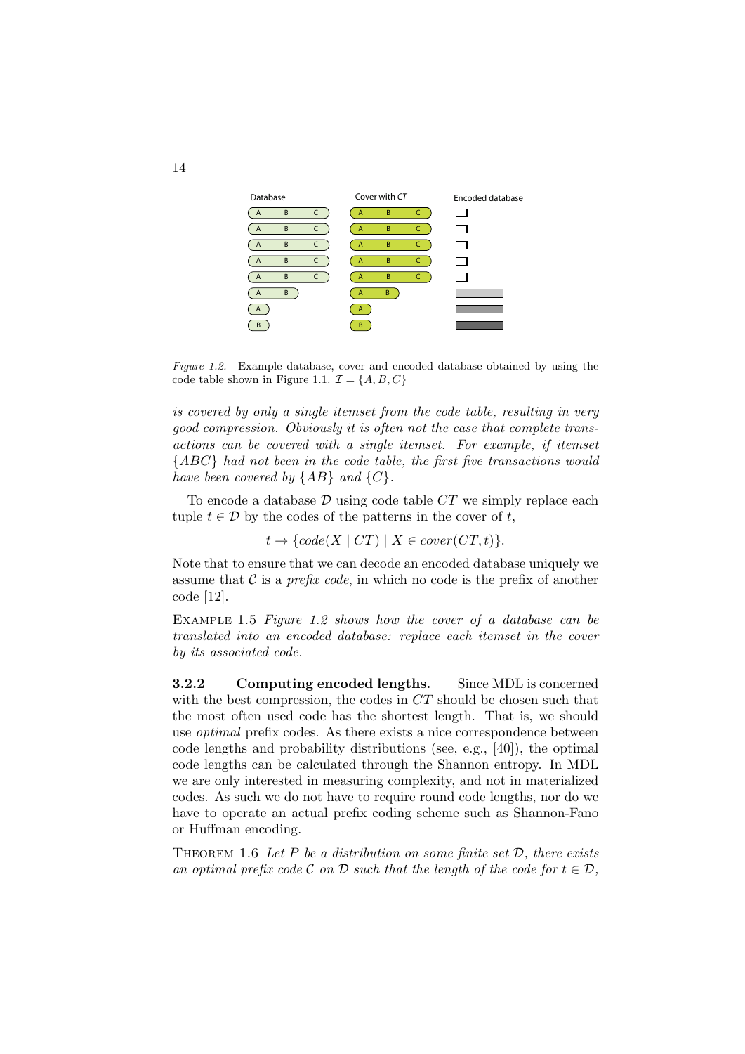Database

Cover with $CT$

Encoded database

*Figure 1.2.* Example database, cover and encoded database obtained by using the code table shown in Figure 1.1. $\mathcal{I} = \{A, B, C\}$

*is covered by only a single itemset from the code table, resulting in very good compression. Obviously it is often not the case that complete transactions can be covered with a single itemset. For example, if itemset $\{ABC\}$ had not been in the code table, the first five transactions would have been covered by $\{AB\}$ and $\{C\}$.*

To encode a database $\mathcal{D}$ using code table $CT$ we simply replace each tuple $t \in \mathcal{D}$ by the codes of the patterns in the cover of $t$,

$$t \to \{code(X \mid CT) \mid X \in cover(CT, t)\}.$$

Note that to ensure that we can decode an encoded database uniquely we assume that $\mathcal{C}$ is a *prefix code*, in which no code is the prefix of another code [12].

Example 1.5 *Figure 1.2 shows how the cover of a database can be translated into an encoded database: replace each itemset in the cover by its associated code.*

**3.2.2 Computing encoded lengths.** Since MDL is concerned with the best compression, the codes in $CT$ should be chosen such that the most often used code has the shortest length. That is, we should use *optimal* prefix codes. As there exists a nice correspondence between code lengths and probability distributions (see, e.g., [40]), the optimal code lengths can be calculated through the Shannon entropy. In MDL we are only interested in measuring complexity, and not in materialized codes. As such we do not have to require round code lengths, nor do we have to operate an actual prefix coding scheme such as Shannon-Fano or Huffman encoding.

Theorem 1.6 *Let $P$ be a distribution on some finite set $\mathcal{D}$, there exists an optimal prefix code $\mathcal{C}$ on $\mathcal{D}$ such that the length of the code for $t \in \mathcal{D}$,*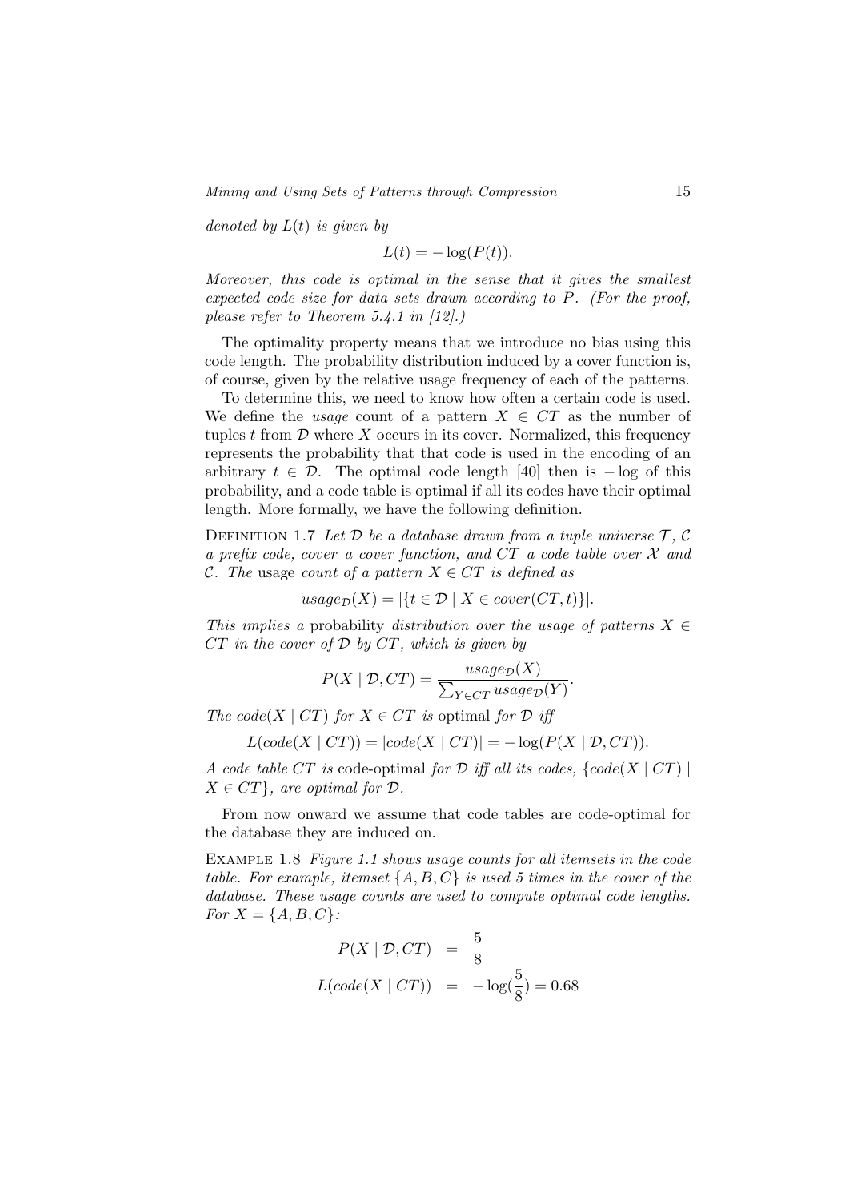*denoted by $L(t)$ is given by*

$$L(t) = -\log(P(t)).$$

*Moreover, this code is optimal in the sense that it gives the smallest expected code size for data sets drawn according to $P$. (For the proof, please refer to Theorem 5.4.1 in [12].)*

The optimality property means that we introduce no bias using this code length. The probability distribution induced by a cover function is, of course, given by the relative usage frequency of each of the patterns.

To determine this, we need to know how often a certain code is used. We define the *usage* count of a pattern $X \in CT$ as the number of tuples $t$ from $\mathcal{D}$ where $X$ occurs in its cover. Normalized, this frequency represents the probability that that code is used in the encoding of an arbitrary $t \in \mathcal{D}$. The optimal code length [40] then is $-\log$ of this probability, and a code table is optimal if all its codes have their optimal length. More formally, we have the following definition.

Definition 1.7 *Let $\mathcal{D}$ be a database drawn from a tuple universe $\mathcal{T}$, $\mathcal{C}$ a prefix code, cover a cover function, and $CT$ a code table over $\mathcal{X}$ and $\mathcal{C}$. The* usage *count of a pattern $X \in CT$ is defined as*

$$usage_{\mathcal{D}}(X) = |\{t \in \mathcal{D} \mid X \in cover(CT, t)\}|.$$

*This implies a* probability *distribution over the usage of patterns $X \in CT$ in the cover of $\mathcal{D}$ by $CT$, which is given by*

$$P(X \mid \mathcal{D}, CT) = \frac{usage_{\mathcal{D}}(X)}{\sum_{Y \in CT} usage_{\mathcal{D}}(Y)}.$$

*The $code(X \mid CT)$ for $X \in CT$ is* optimal *for $\mathcal{D}$ iff*

$$L(code(X \mid CT)) = |code(X \mid CT)| = -\log(P(X \mid \mathcal{D}, CT)).$$

*A code table $CT$ is* code-optimal *for $\mathcal{D}$ iff all its codes, $\{code(X \mid CT) \mid X \in CT\}$, are optimal for $\mathcal{D}$.*

From now onward we assume that code tables are code-optimal for the database they are induced on.

Example 1.8 *Figure 1.1 shows usage counts for all itemsets in the code table. For example, itemset $\{A, B, C\}$ is used 5 times in the cover of the database. These usage counts are used to compute optimal code lengths. For $X = \{A, B, C\}$:*

$$\begin{aligned} P(X \mid \mathcal{D}, CT) &= \frac{5}{8} \\ L(code(X \mid CT)) &= -\log(\frac{5}{8}) = 0.68 \end{aligned}$$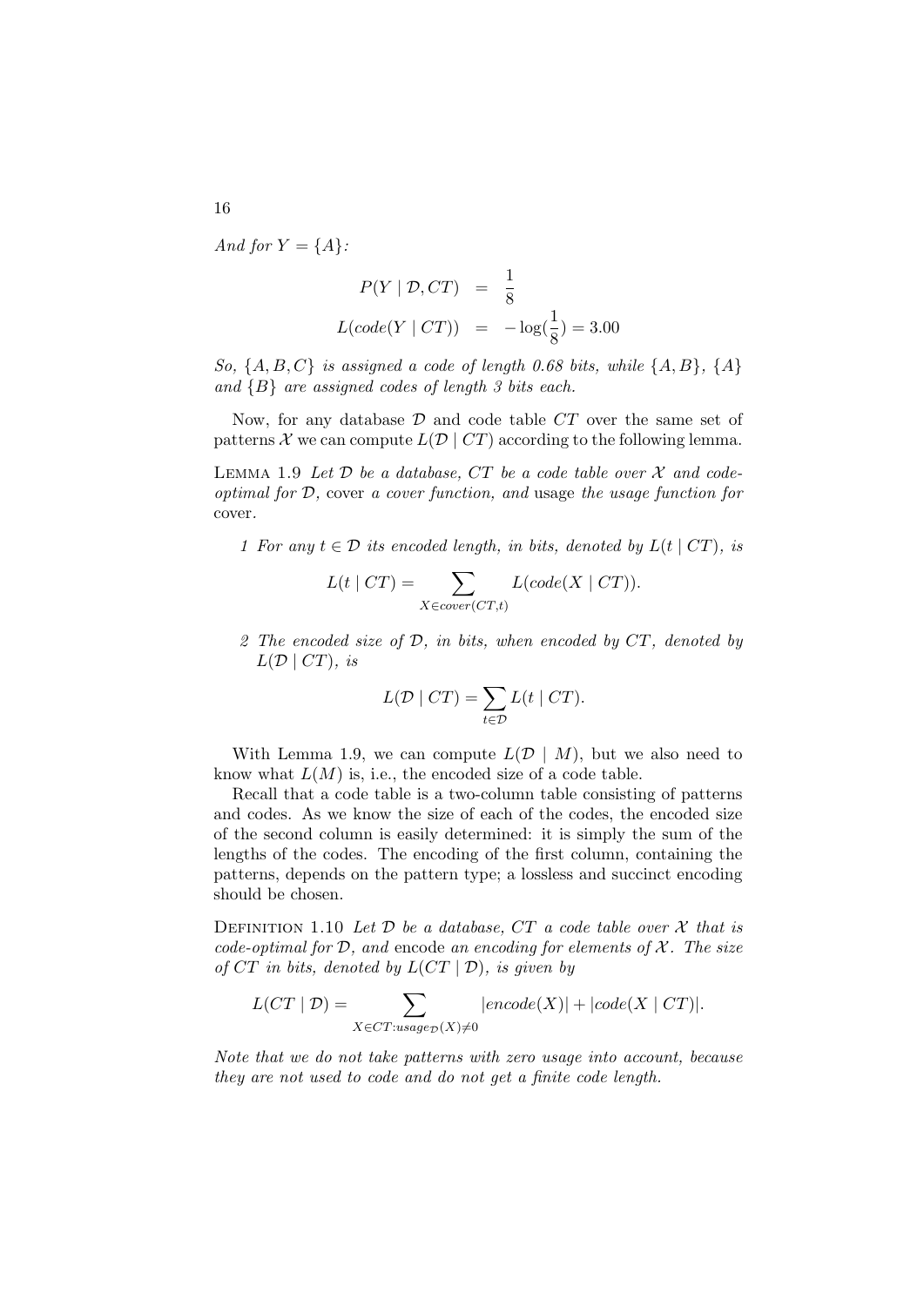*And for $Y = \{A\}$:*

$$
\begin{aligned}
P(Y \mid \mathcal{D}, CT) &= \frac{1}{8} \\
L(code(Y \mid CT)) &= -\log(\frac{1}{8}) = 3.00
\end{aligned}
$$

*So, $\{A, B, C\}$ is assigned a code of length 0.68 bits, while $\{A, B\}$, $\{A\}$ and $\{B\}$ are assigned codes of length 3 bits each.*

Now, for any database $\mathcal{D}$ and code table $CT$ over the same set of patterns $\mathcal{X}$ we can compute $L(\mathcal{D} \mid CT)$ according to the following lemma.

LEMMA 1.9 *Let $\mathcal{D}$ be a database, $CT$ be a code table over $\mathcal{X}$ and code-optimal for $\mathcal{D}$,* cover *a cover function, and* usage *the usage function for* cover*.*

1. *For any $t \in \mathcal{D}$ its encoded length, in bits, denoted by $L(t \mid CT)$, is*

$$
L(t \mid CT) = \sum_{X \in cover(CT,t)} L(code(X \mid CT)).
$$

2. *The encoded size of $\mathcal{D}$, in bits, when encoded by $CT$, denoted by $L(\mathcal{D} \mid CT)$, is*

$$
L(\mathcal{D} \mid CT) = \sum_{t \in \mathcal{D}} L(t \mid CT).
$$

With Lemma 1.9, we can compute $L(\mathcal{D} \mid M)$, but we also need to know what $L(M)$ is, i.e., the encoded size of a code table.

Recall that a code table is a two-column table consisting of patterns and codes. As we know the size of each of the codes, the encoded size of the second column is easily determined: it is simply the sum of the lengths of the codes. The encoding of the first column, containing the patterns, depends on the pattern type; a lossless and succinct encoding should be chosen.

DEFINITION 1.10 *Let $\mathcal{D}$ be a database, $CT$ a code table over $\mathcal{X}$ that is code-optimal for $\mathcal{D}$, and* encode *an encoding for elements of $\mathcal{X}$. The size of $CT$ in bits, denoted by $L(CT \mid \mathcal{D})$, is given by*

$$
L(CT \mid \mathcal{D}) = \sum_{X \in CT : usage_{\mathcal{D}}(X) \neq 0} |encode(X)| + |code(X \mid CT)|.
$$

*Note that we do not take patterns with zero usage into account, because they are not used to code and do not get a finite code length.*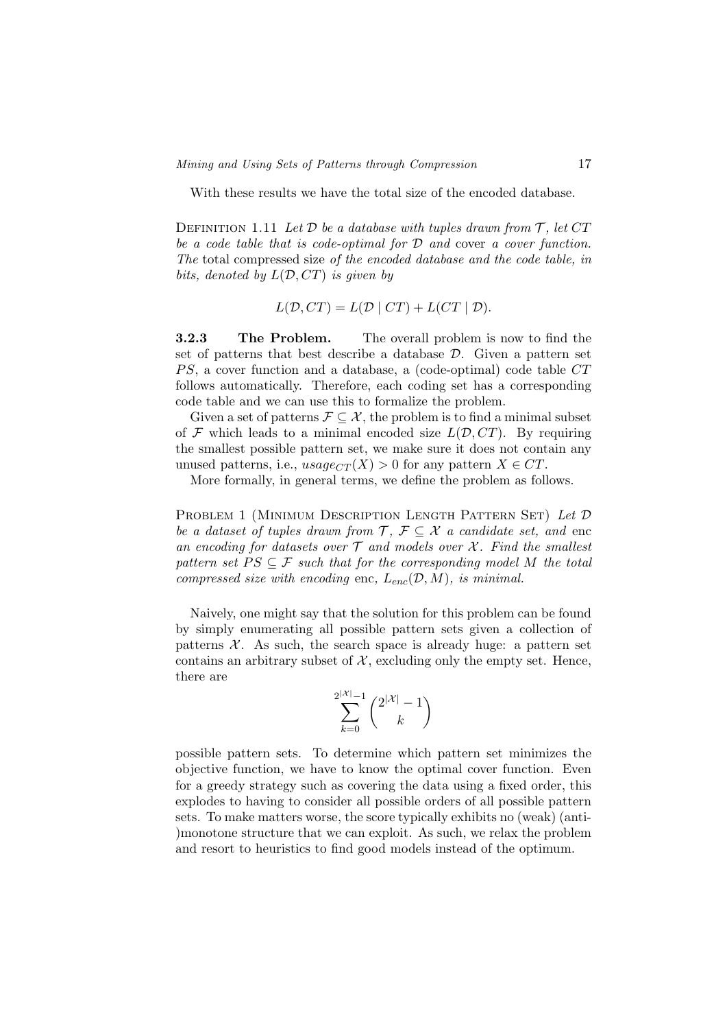With these results we have the total size of the encoded database.

Definition 1.11 *Let $\mathcal{D}$ be a database with tuples drawn from $\mathcal{T}$, let $CT$ be a code table that is code-optimal for $\mathcal{D}$ and* cover *a cover function. The* total compressed size *of the encoded database and the code table, in bits, denoted by $L(\mathcal{D}, CT)$ is given by*

$$L(\mathcal{D}, CT) = L(\mathcal{D} \mid CT) + L(CT \mid \mathcal{D}).$$

### 3.2.3 The Problem.

The overall problem is now to find the set of patterns that best describe a database $\mathcal{D}$. Given a pattern set $PS$, a cover function and a database, a (code-optimal) code table $CT$ follows automatically. Therefore, each coding set has a corresponding code table and we can use this to formalize the problem.

Given a set of patterns $\mathcal{F} \subseteq \mathcal{X}$, the problem is to find a minimal subset of $\mathcal{F}$ which leads to a minimal encoded size $L(\mathcal{D}, CT)$. By requiring the smallest possible pattern set, we make sure it does not contain any unused patterns, i.e., $usage_{CT}(X) > 0$ for any pattern $X \in CT$.

More formally, in general terms, we define the problem as follows.

Problem 1 (Minimum Description Length Pattern Set) *Let $\mathcal{D}$ be a dataset of tuples drawn from $\mathcal{T}$, $\mathcal{F} \subseteq \mathcal{X}$ a candidate set, and* enc *an encoding for datasets over $\mathcal{T}$ and models over $\mathcal{X}$. Find the smallest pattern set $PS \subseteq \mathcal{F}$ such that for the corresponding model $M$ the total compressed size with encoding* enc*, $L_{enc}(\mathcal{D}, M)$, is minimal.*

Naively, one might say that the solution for this problem can be found by simply enumerating all possible pattern sets given a collection of patterns $\mathcal{X}$. As such, the search space is already huge: a pattern set contains an arbitrary subset of $\mathcal{X}$, excluding only the empty set. Hence, there are

$$\sum_{k=0}^{2^{|\mathcal{X}|}-1} \binom{2^{|\mathcal{X}|}-1}{k}$$

possible pattern sets. To determine which pattern set minimizes the objective function, we have to know the optimal cover function. Even for a greedy strategy such as covering the data using a fixed order, this explodes to having to consider all possible orders of all possible pattern sets. To make matters worse, the score typically exhibits no (weak) (anti-)monotone structure that we can exploit. As such, we relax the problem and resort to heuristics to find good models instead of the optimum.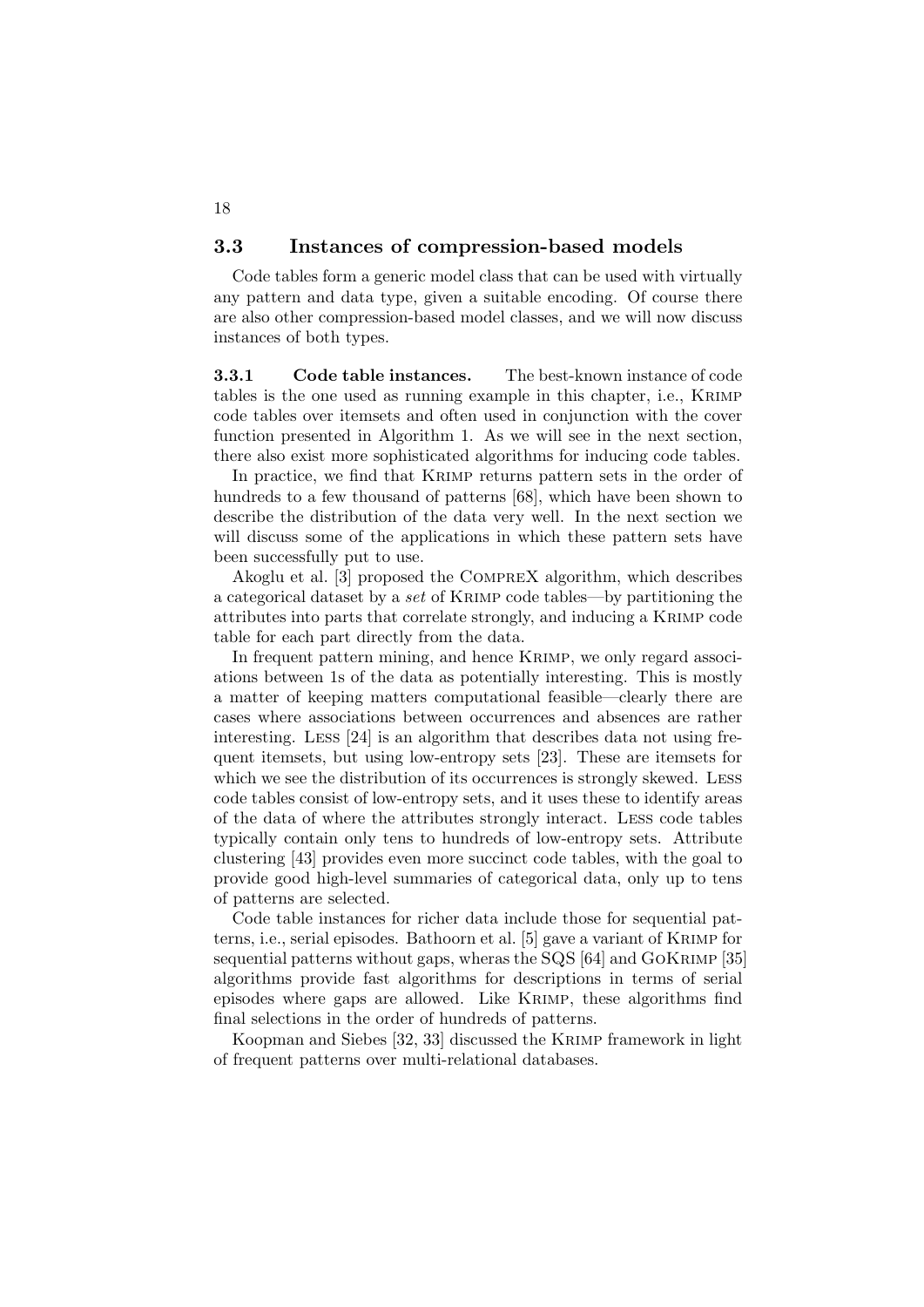## 3.3 Instances of compression-based models

Code tables form a generic model class that can be used with virtually any pattern and data type, given a suitable encoding. Of course there are also other compression-based model classes, and we will now discuss instances of both types.

**3.3.1 Code table instances.** The best-known instance of code tables is the one used as running example in this chapter, i.e., Krimp code tables over itemsets and often used in conjunction with the cover function presented in Algorithm 1. As we will see in the next section, there also exist more sophisticated algorithms for inducing code tables.

In practice, we find that Krimp returns pattern sets in the order of hundreds to a few thousand of patterns [68], which have been shown to describe the distribution of the data very well. In the next section we will discuss some of the applications in which these pattern sets have been successfully put to use.

Akoglu et al. [3] proposed the CompreX algorithm, which describes a categorical dataset by a *set* of Krimp code tables—by partitioning the attributes into parts that correlate strongly, and inducing a Krimp code table for each part directly from the data.

In frequent pattern mining, and hence Krimp, we only regard associations between 1s of the data as potentially interesting. This is mostly a matter of keeping matters computational feasible—clearly there are cases where associations between occurrences and absences are rather interesting. Less [24] is an algorithm that describes data not using frequent itemsets, but using low-entropy sets [23]. These are itemsets for which we see the distribution of its occurrences is strongly skewed. Less code tables consist of low-entropy sets, and it uses these to identify areas of the data of where the attributes strongly interact. Less code tables typically contain only tens to hundreds of low-entropy sets. Attribute clustering [43] provides even more succinct code tables, with the goal to provide good high-level summaries of categorical data, only up to tens of patterns are selected.

Code table instances for richer data include those for sequential patterns, i.e., serial episodes. Bathoorn et al. [5] gave a variant of Krimp for sequential patterns without gaps, wheras the SQS [64] and GoKrimp [35] algorithms provide fast algorithms for descriptions in terms of serial episodes where gaps are allowed. Like Krimp, these algorithms find final selections in the order of hundreds of patterns.

Koopman and Siebes [32, 33] discussed the Krimp framework in light of frequent patterns over multi-relational databases.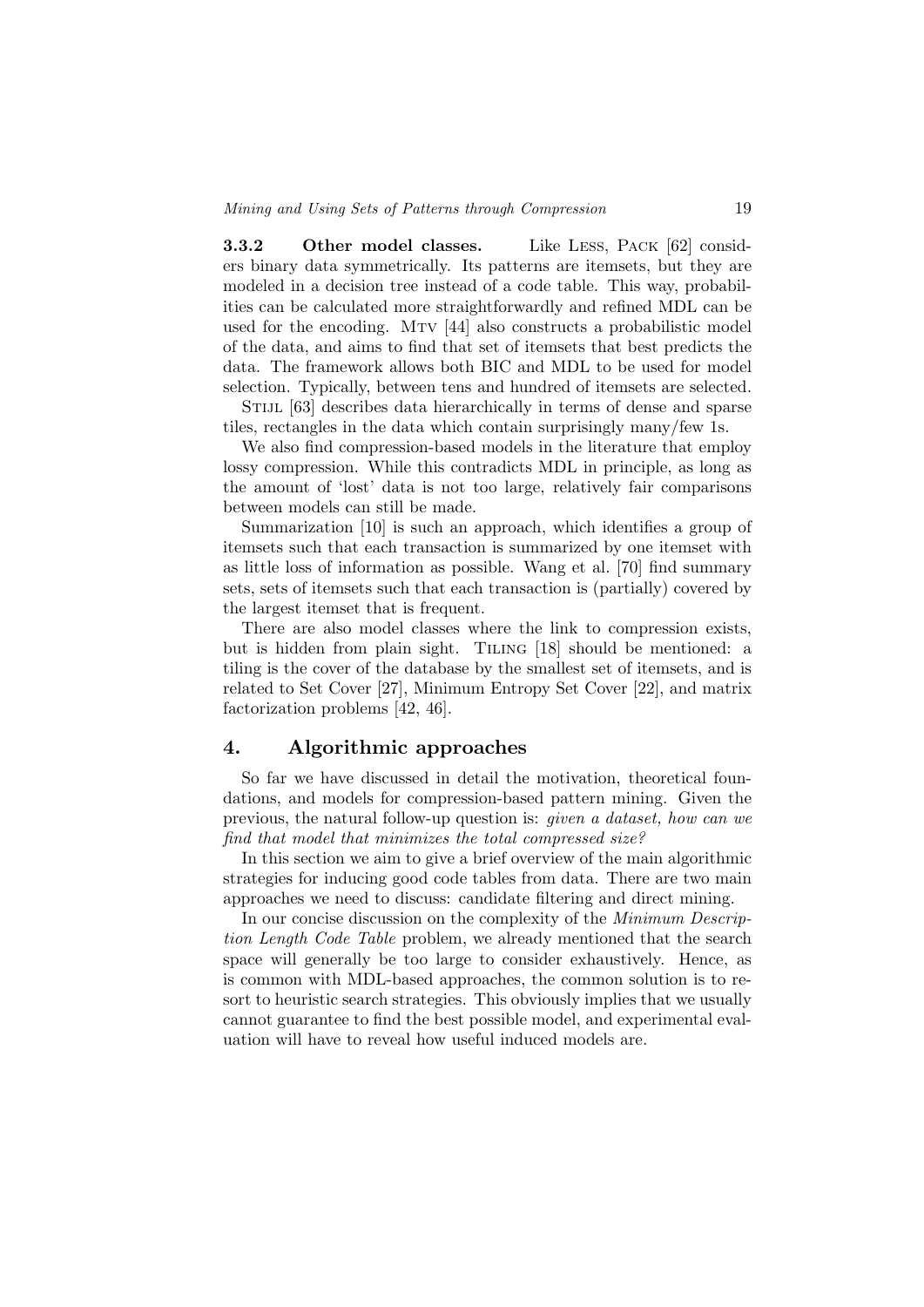### 3.3.2 Other model classes.

Like Less, Pack [62] considers binary data symmetrically. Its patterns are itemsets, but they are modeled in a decision tree instead of a code table. This way, probabilities can be calculated more straightforwardly and refined MDL can be used for the encoding. Mtv [44] also constructs a probabilistic model of the data, and aims to find that set of itemsets that best predicts the data. The framework allows both BIC and MDL to be used for model selection. Typically, between tens and hundred of itemsets are selected.

Stijl [63] describes data hierarchically in terms of dense and sparse tiles, rectangles in the data which contain surprisingly many/few 1s.

We also find compression-based models in the literature that employ lossy compression. While this contradicts MDL in principle, as long as the amount of 'lost' data is not too large, relatively fair comparisons between models can still be made.

Summarization [10] is such an approach, which identifies a group of itemsets such that each transaction is summarized by one itemset with as little loss of information as possible. Wang et al. [70] find summary sets, sets of itemsets such that each transaction is (partially) covered by the largest itemset that is frequent.

There are also model classes where the link to compression exists, but is hidden from plain sight. Tiling [18] should be mentioned: a tiling is the cover of the database by the smallest set of itemsets, and is related to Set Cover [27], Minimum Entropy Set Cover [22], and matrix factorization problems [42, 46].

## 4. Algorithmic approaches

So far we have discussed in detail the motivation, theoretical foundations, and models for compression-based pattern mining. Given the previous, the natural follow-up question is: *given a dataset, how can we find that model that minimizes the total compressed size?*

In this section we aim to give a brief overview of the main algorithmic strategies for inducing good code tables from data. There are two main approaches we need to discuss: candidate filtering and direct mining.

In our concise discussion on the complexity of the *Minimum Description Length Code Table* problem, we already mentioned that the search space will generally be too large to consider exhaustively. Hence, as is common with MDL-based approaches, the common solution is to resort to heuristic search strategies. This obviously implies that we usually cannot guarantee to find the best possible model, and experimental evaluation will have to reveal how useful induced models are.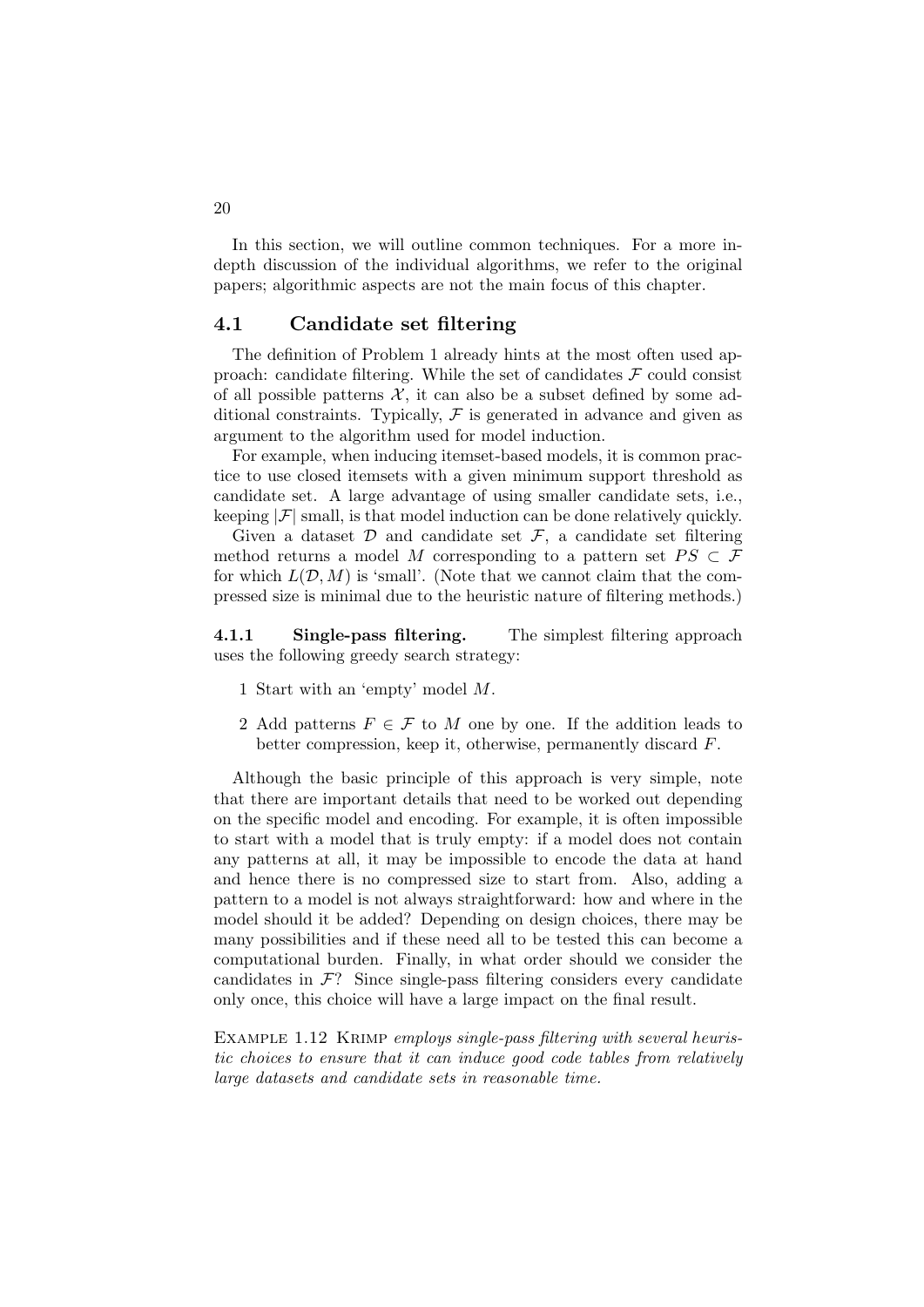In this section, we will outline common techniques. For a more in-depth discussion of the individual algorithms, we refer to the original papers; algorithmic aspects are not the main focus of this chapter.

## 4.1 Candidate set filtering

The definition of Problem 1 already hints at the most often used approach: candidate filtering. While the set of candidates $\mathcal{F}$ could consist of all possible patterns $\mathcal{X}$, it can also be a subset defined by some additional constraints. Typically, $\mathcal{F}$ is generated in advance and given as argument to the algorithm used for model induction.

For example, when inducing itemset-based models, it is common practice to use closed itemsets with a given minimum support threshold as candidate set. A large advantage of using smaller candidate sets, i.e., keeping $|\mathcal{F}|$ small, is that model induction can be done relatively quickly.

Given a dataset $\mathcal{D}$ and candidate set $\mathcal{F}$, a candidate set filtering method returns a model $M$ corresponding to a pattern set $PS \subset \mathcal{F}$ for which $L(\mathcal{D}, M)$ is 'small'. (Note that we cannot claim that the compressed size is minimal due to the heuristic nature of filtering methods.)

**4.1.1 Single-pass filtering.** The simplest filtering approach uses the following greedy search strategy:

1 Start with an 'empty' model $M$.

2 Add patterns $F \in \mathcal{F}$ to $M$ one by one. If the addition leads to better compression, keep it, otherwise, permanently discard $F$.

Although the basic principle of this approach is very simple, note that there are important details that need to be worked out depending on the specific model and encoding. For example, it is often impossible to start with a model that is truly empty: if a model does not contain any patterns at all, it may be impossible to encode the data at hand and hence there is no compressed size to start from. Also, adding a pattern to a model is not always straightforward: how and where in the model should it be added? Depending on design choices, there may be many possibilities and if these need all to be tested this can become a computational burden. Finally, in what order should we consider the candidates in $\mathcal{F}$? Since single-pass filtering considers every candidate only once, this choice will have a large impact on the final result.

Example 1.12 Krimp *employs single-pass filtering with several heuristic choices to ensure that it can induce good code tables from relatively large datasets and candidate sets in reasonable time.*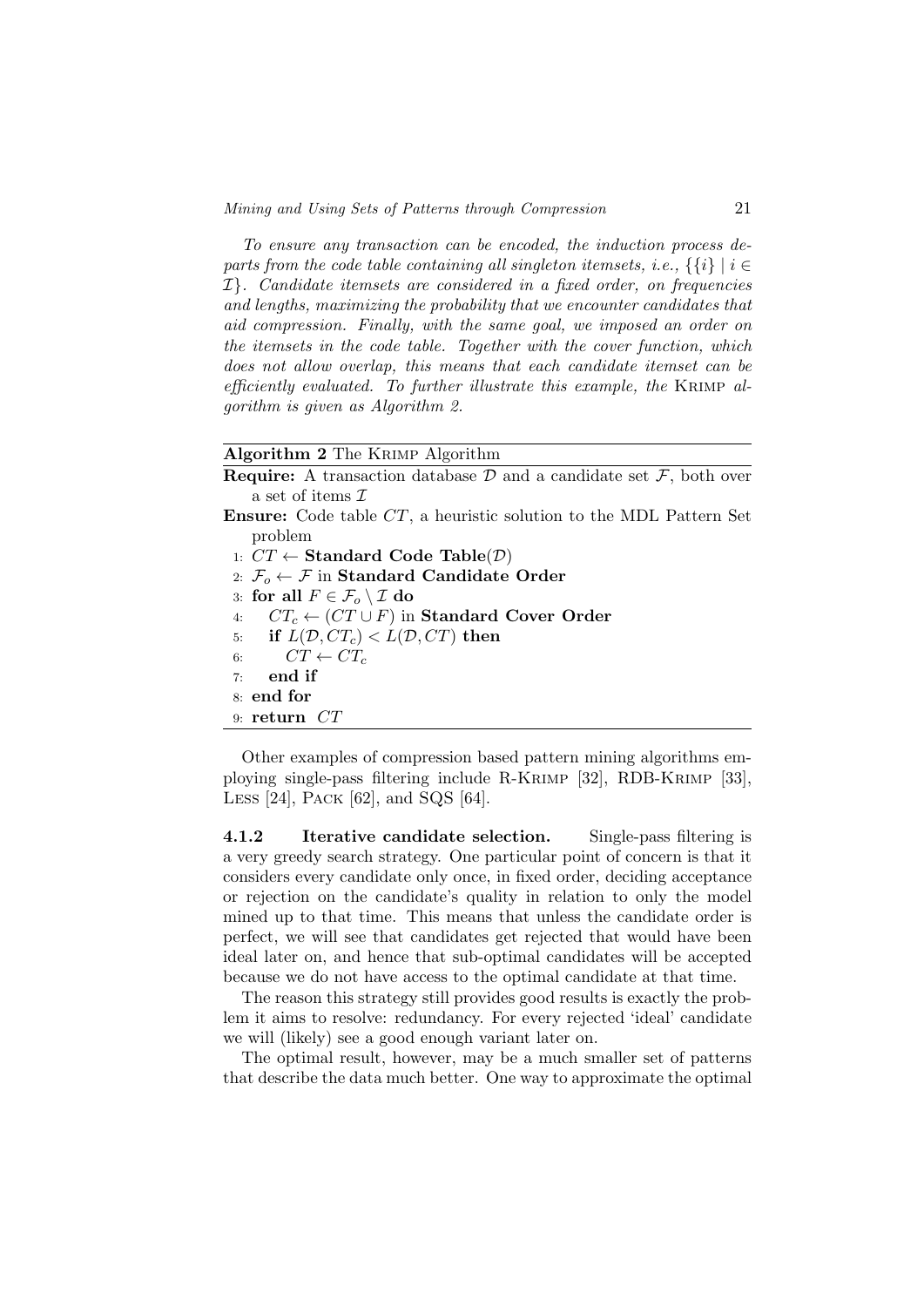*To ensure any transaction can be encoded, the induction process departs from the code table containing all singleton itemsets, i.e., $\{\{i\} \mid i \in \mathcal{I}\}$. Candidate itemsets are considered in a fixed order, on frequencies and lengths, maximizing the probability that we encounter candidates that aid compression. Finally, with the same goal, we imposed an order on the itemsets in the code table. Together with the cover function, which does not allow overlap, this means that each candidate itemset can be efficiently evaluated. To further illustrate this example, the* Krimp *algorithm is given as Algorithm 2.*

---

**Algorithm 2** The Krimp Algorithm

---

**Require:** A transaction database $\mathcal{D}$ and a candidate set $\mathcal{F}$, both over a set of items $\mathcal{I}$

**Ensure:** Code table $CT$, a heuristic solution to the MDL Pattern Set problem

1: $CT \leftarrow$ **Standard Code Table**($\mathcal{D}$)
2: $\mathcal{F}_o \leftarrow \mathcal{F}$ in **Standard Candidate Order**
3: **for all** $F \in \mathcal{F}_o \setminus \mathcal{I}$ **do**
4: $\quad CT_c \leftarrow (CT \cup F)$ in **Standard Cover Order**
5: $\quad$ **if** $L(\mathcal{D}, CT_c) < L(\mathcal{D}, CT)$ **then**
6: $\quad\quad CT \leftarrow CT_c$
7: $\quad$ **end if**
8: **end for**
9: **return** $CT$

---

Other examples of compression based pattern mining algorithms employing single-pass filtering include R-Krimp [32], RDB-Krimp [33], Less [24], Pack [62], and SQS [64].

#### 4.1.2 Iterative candidate selection.

Single-pass filtering is a very greedy search strategy. One particular point of concern is that it considers every candidate only once, in fixed order, deciding acceptance or rejection on the candidate's quality in relation to only the model mined up to that time. This means that unless the candidate order is perfect, we will see that candidates get rejected that would have been ideal later on, and hence that sub-optimal candidates will be accepted because we do not have access to the optimal candidate at that time.

The reason this strategy still provides good results is exactly the problem it aims to resolve: redundancy. For every rejected 'ideal' candidate we will (likely) see a good enough variant later on.

The optimal result, however, may be a much smaller set of patterns that describe the data much better. One way to approximate the optimal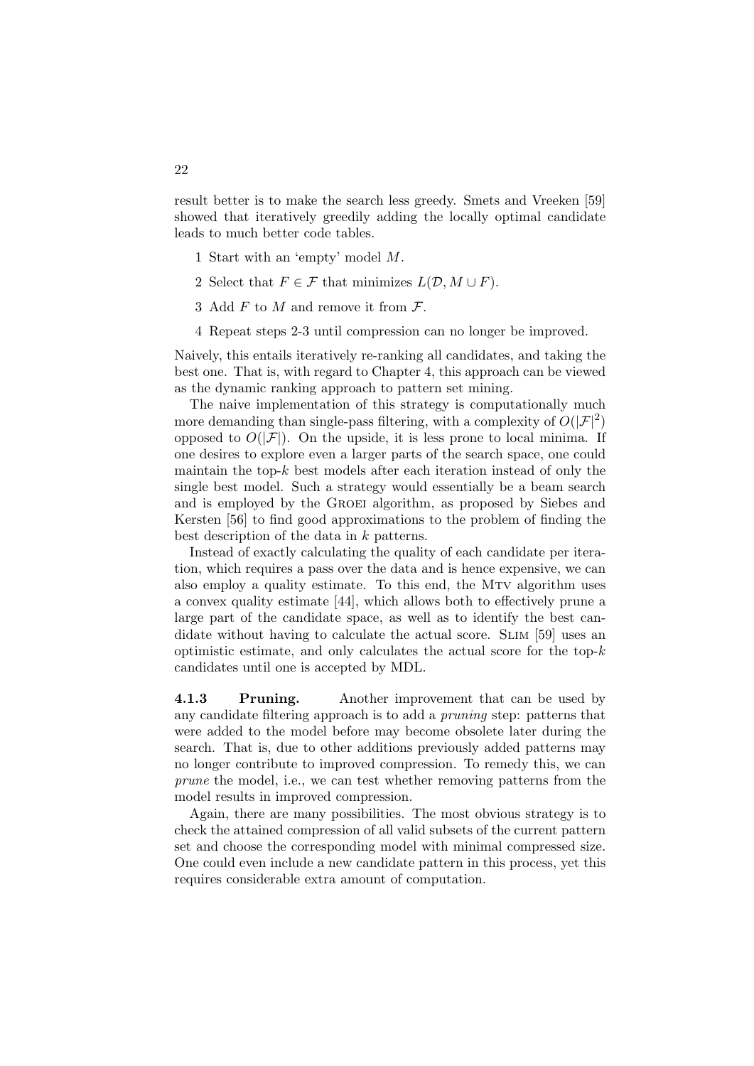result better is to make the search less greedy. Smets and Vreeken [59] showed that iteratively greedily adding the locally optimal candidate leads to much better code tables.

1 Start with an 'empty' model $M$.

2 Select that $F \in \mathcal{F}$ that minimizes $L(\mathcal{D}, M \cup F)$.

3 Add $F$ to $M$ and remove it from $\mathcal{F}$.

4 Repeat steps 2-3 until compression can no longer be improved.

Naively, this entails iteratively re-ranking all candidates, and taking the best one. That is, with regard to Chapter 4, this approach can be viewed as the dynamic ranking approach to pattern set mining.

The naive implementation of this strategy is computationally much more demanding than single-pass filtering, with a complexity of $O(|\mathcal{F}|^2)$ opposed to $O(|\mathcal{F}|)$. On the upside, it is less prone to local minima. If one desires to explore even a larger parts of the search space, one could maintain the top-$k$ best models after each iteration instead of only the single best model. Such a strategy would essentially be a beam search and is employed by the Groei algorithm, as proposed by Siebes and Kersten [56] to find good approximations to the problem of finding the best description of the data in $k$ patterns.

Instead of exactly calculating the quality of each candidate per iteration, which requires a pass over the data and is hence expensive, we can also employ a quality estimate. To this end, the Mtv algorithm uses a convex quality estimate [44], which allows both to effectively prune a large part of the candidate space, as well as to identify the best candidate without having to calculate the actual score. Slim [59] uses an optimistic estimate, and only calculates the actual score for the top-$k$ candidates until one is accepted by MDL.

#### 4.1.3 Pruning.

Another improvement that can be used by any candidate filtering approach is to add a *pruning* step: patterns that were added to the model before may become obsolete later during the search. That is, due to other additions previously added patterns may no longer contribute to improved compression. To remedy this, we can *prune* the model, i.e., we can test whether removing patterns from the model results in improved compression.

Again, there are many possibilities. The most obvious strategy is to check the attained compression of all valid subsets of the current pattern set and choose the corresponding model with minimal compressed size. One could even include a new candidate pattern in this process, yet this requires considerable extra amount of computation.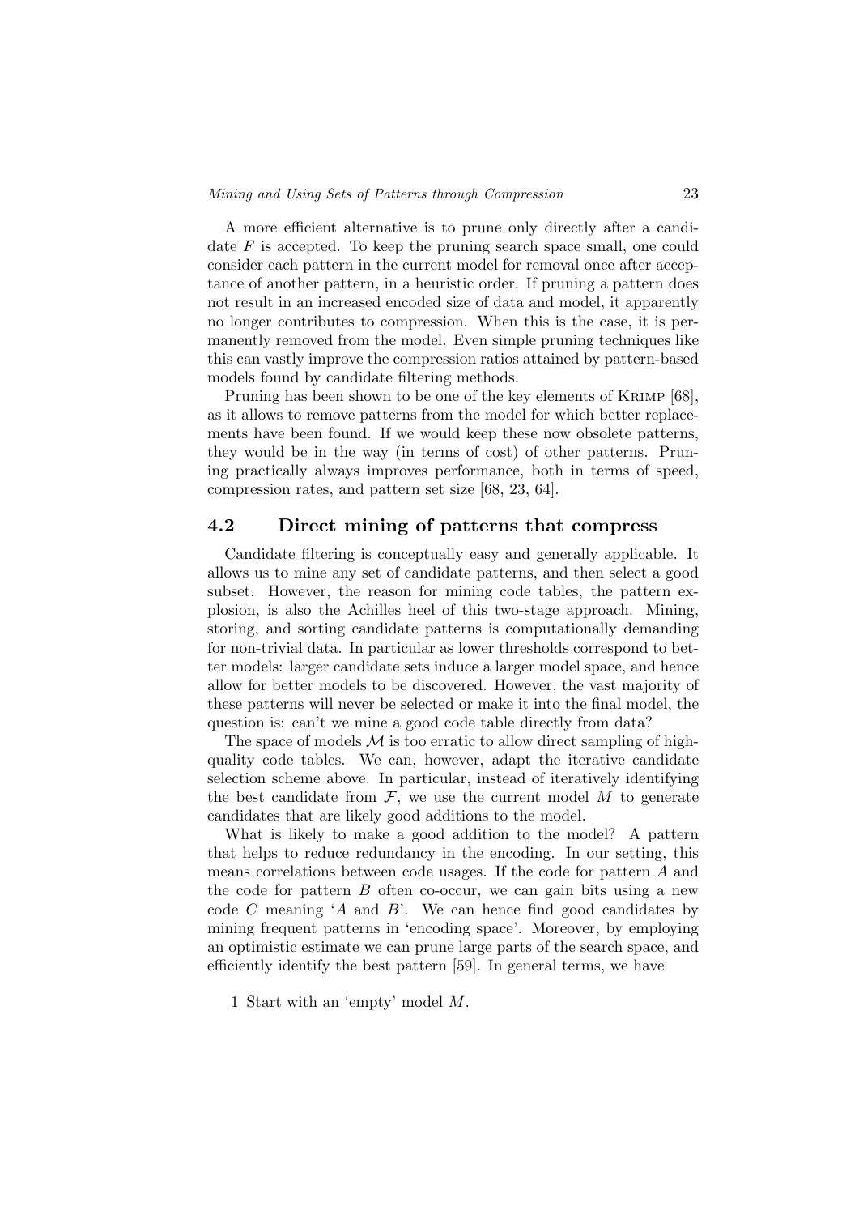A more efficient alternative is to prune only directly after a candidate $F$ is accepted. To keep the pruning search space small, one could consider each pattern in the current model for removal once after acceptance of another pattern, in a heuristic order. If pruning a pattern does not result in an increased encoded size of data and model, it apparently no longer contributes to compression. When this is the case, it is permanently removed from the model. Even simple pruning techniques like this can vastly improve the compression ratios attained by pattern-based models found by candidate filtering methods.

Pruning has been shown to be one of the key elements of Krimp [68], as it allows to remove patterns from the model for which better replacements have been found. If we would keep these now obsolete patterns, they would be in the way (in terms of cost) of other patterns. Pruning practically always improves performance, both in terms of speed, compression rates, and pattern set size [68, 23, 64].

## 4.2 Direct mining of patterns that compress

Candidate filtering is conceptually easy and generally applicable. It allows us to mine any set of candidate patterns, and then select a good subset. However, the reason for mining code tables, the pattern explosion, is also the Achilles heel of this two-stage approach. Mining, storing, and sorting candidate patterns is computationally demanding for non-trivial data. In particular as lower thresholds correspond to better models: larger candidate sets induce a larger model space, and hence allow for better models to be discovered. However, the vast majority of these patterns will never be selected or make it into the final model, the question is: can't we mine a good code table directly from data?

The space of models $\mathcal{M}$ is too erratic to allow direct sampling of high-quality code tables. We can, however, adapt the iterative candidate selection scheme above. In particular, instead of iteratively identifying the best candidate from $\mathcal{F}$, we use the current model $M$ to generate candidates that are likely good additions to the model.

What is likely to make a good addition to the model? A pattern that helps to reduce redundancy in the encoding. In our setting, this means correlations between code usages. If the code for pattern $A$ and the code for pattern $B$ often co-occur, we can gain bits using a new code $C$ meaning '$A$ and $B$'. We can hence find good candidates by mining frequent patterns in 'encoding space'. Moreover, by employing an optimistic estimate we can prune large parts of the search space, and efficiently identify the best pattern [59]. In general terms, we have

1 Start with an 'empty' model $M$.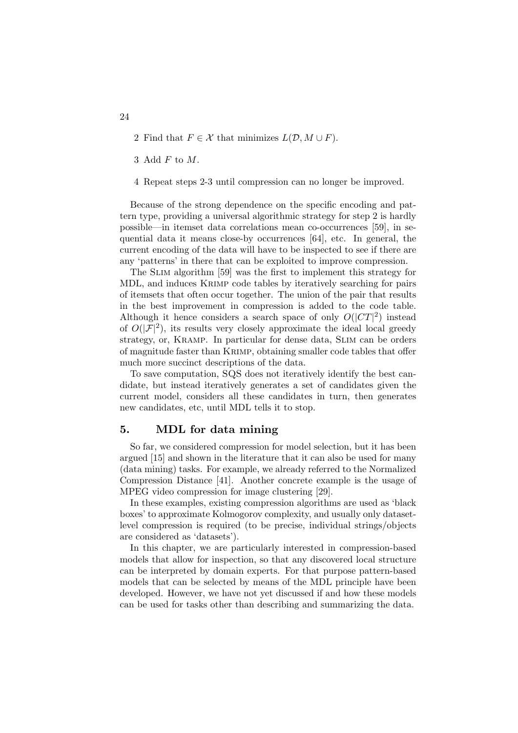2 Find that $F \in \mathcal{X}$ that minimizes $L(\mathcal{D}, M \cup F)$.

3 Add $F$ to $M$.

4 Repeat steps 2-3 until compression can no longer be improved.

Because of the strong dependence on the specific encoding and pattern type, providing a universal algorithmic strategy for step 2 is hardly possible—in itemset data correlations mean co-occurrences [59], in sequential data it means close-by occurrences [64], etc. In general, the current encoding of the data will have to be inspected to see if there are any 'patterns' in there that can be exploited to improve compression.

The Slim algorithm [59] was the first to implement this strategy for MDL, and induces Krimp code tables by iteratively searching for pairs of itemsets that often occur together. The union of the pair that results in the best improvement in compression is added to the code table. Although it hence considers a search space of only $O(|CT|^2)$ instead of $O(|\mathcal{F}|^2)$, its results very closely approximate the ideal local greedy strategy, or, Kramp. In particular for dense data, Slim can be orders of magnitude faster than Krimp, obtaining smaller code tables that offer much more succinct descriptions of the data.

To save computation, SQS does not iteratively identify the best candidate, but instead iteratively generates a set of candidates given the current model, considers all these candidates in turn, then generates new candidates, etc, until MDL tells it to stop.

## 5. MDL for data mining

So far, we considered compression for model selection, but it has been argued [15] and shown in the literature that it can also be used for many (data mining) tasks. For example, we already referred to the Normalized Compression Distance [41]. Another concrete example is the usage of MPEG video compression for image clustering [29].

In these examples, existing compression algorithms are used as 'black boxes' to approximate Kolmogorov complexity, and usually only dataset-level compression is required (to be precise, individual strings/objects are considered as 'datasets').

In this chapter, we are particularly interested in compression-based models that allow for inspection, so that any discovered local structure can be interpreted by domain experts. For that purpose pattern-based models that can be selected by means of the MDL principle have been developed. However, we have not yet discussed if and how these models can be used for tasks other than describing and summarizing the data.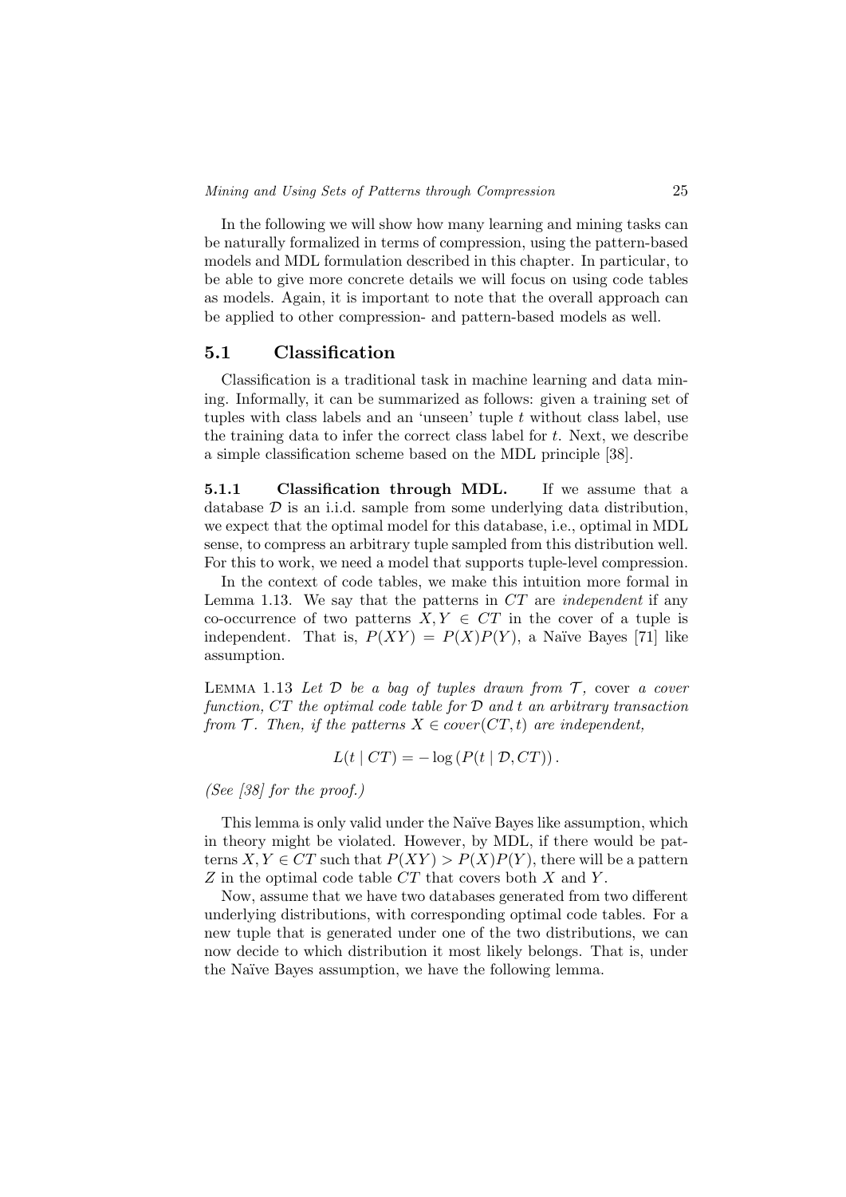In the following we will show how many learning and mining tasks can be naturally formalized in terms of compression, using the pattern-based models and MDL formulation described in this chapter. In particular, to be able to give more concrete details we will focus on using code tables as models. Again, it is important to note that the overall approach can be applied to other compression- and pattern-based models as well.

## 5.1 Classification

Classification is a traditional task in machine learning and data mining. Informally, it can be summarized as follows: given a training set of tuples with class labels and an 'unseen' tuple $t$ without class label, use the training data to infer the correct class label for $t$. Next, we describe a simple classification scheme based on the MDL principle [38].

**5.1.1 Classification through MDL.** If we assume that a database $\mathcal{D}$ is an i.i.d. sample from some underlying data distribution, we expect that the optimal model for this database, i.e., optimal in MDL sense, to compress an arbitrary tuple sampled from this distribution well. For this to work, we need a model that supports tuple-level compression.

In the context of code tables, we make this intuition more formal in Lemma 1.13. We say that the patterns in $CT$ are *independent* if any co-occurrence of two patterns $X, Y \in CT$ in the cover of a tuple is independent. That is, $P(XY) = P(X)P(Y)$, a Naïve Bayes [71] like assumption.

LEMMA 1.13 *Let $\mathcal{D}$ be a bag of tuples drawn from $\mathcal{T}$,* cover *a cover function, $CT$ the optimal code table for $\mathcal{D}$ and $t$ an arbitrary transaction from $\mathcal{T}$. Then, if the patterns $X \in cover(CT, t)$ are independent,*

$$L(t \mid CT) = -\log\left(P(t \mid \mathcal{D}, CT)\right).$$

*(See [38] for the proof.)*

This lemma is only valid under the Naïve Bayes like assumption, which in theory might be violated. However, by MDL, if there would be patterns $X, Y \in CT$ such that $P(XY) > P(X)P(Y)$, there will be a pattern $Z$ in the optimal code table $CT$ that covers both $X$ and $Y$.

Now, assume that we have two databases generated from two different underlying distributions, with corresponding optimal code tables. For a new tuple that is generated under one of the two distributions, we can now decide to which distribution it most likely belongs. That is, under the Naïve Bayes assumption, we have the following lemma.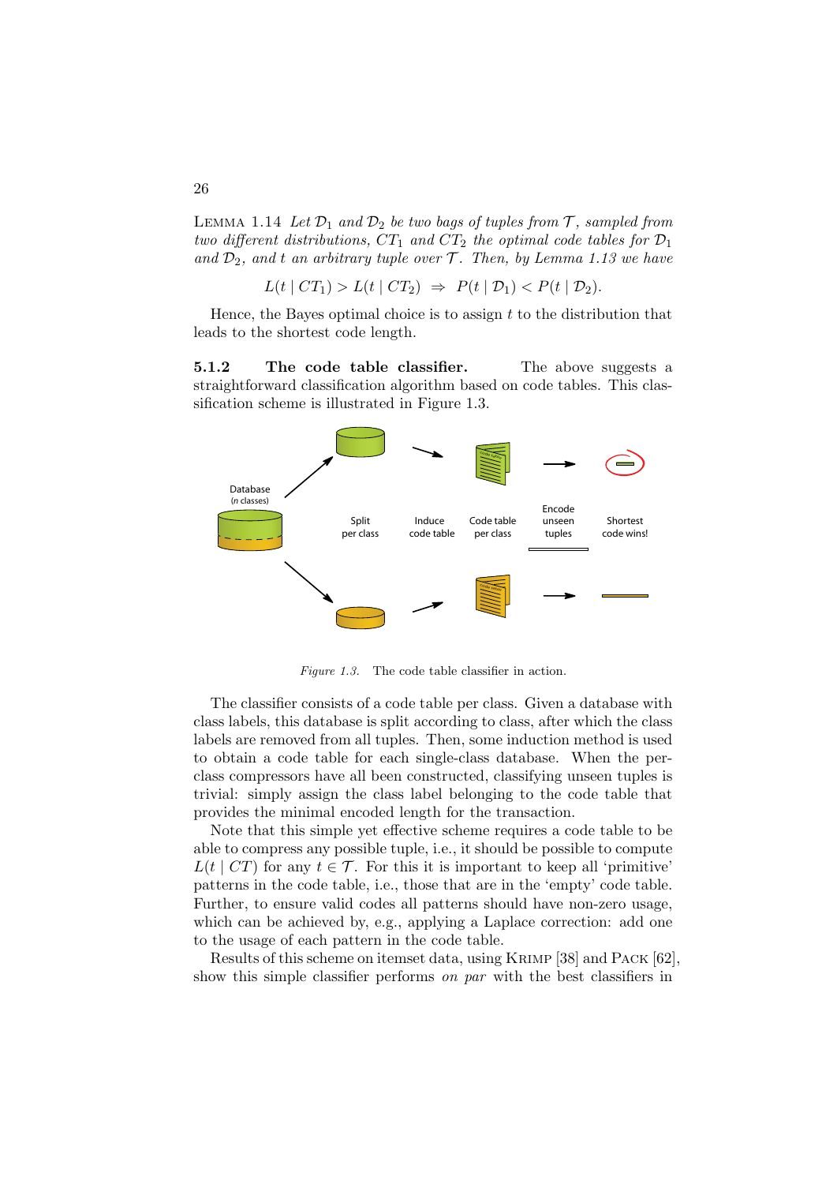LEMMA 1.14 *Let $\mathcal{D}_1$ and $\mathcal{D}_2$ be two bags of tuples from $\mathcal{T}$, sampled from two different distributions, $CT_1$ and $CT_2$ the optimal code tables for $\mathcal{D}_1$ and $\mathcal{D}_2$, and $t$ an arbitrary tuple over $\mathcal{T}$. Then, by Lemma 1.13 we have*

$$L(t \mid CT_1) > L(t \mid CT_2) \;\Rightarrow\; P(t \mid \mathcal{D}_1) < P(t \mid \mathcal{D}_2).$$

Hence, the Bayes optimal choice is to assign $t$ to the distribution that leads to the shortest code length.

**5.1.2 The code table classifier.** The above suggests a straightforward classification algorithm based on code tables. This classification scheme is illustrated in Figure 1.3.

Database
(*n* classes)

Split
per class

Induce
code table

Code table
per class

Encode
unseen
tuples

Shortest
code wins!

*Figure 1.3.* The code table classifier in action.

The classifier consists of a code table per class. Given a database with class labels, this database is split according to class, after which the class labels are removed from all tuples. Then, some induction method is used to obtain a code table for each single-class database. When the per-class compressors have all been constructed, classifying unseen tuples is trivial: simply assign the class label belonging to the code table that provides the minimal encoded length for the transaction.

Note that this simple yet effective scheme requires a code table to be able to compress any possible tuple, i.e., it should be possible to compute $L(t \mid CT)$ for any $t \in \mathcal{T}$. For this it is important to keep all 'primitive' patterns in the code table, i.e., those that are in the 'empty' code table. Further, to ensure valid codes all patterns should have non-zero usage, which can be achieved by, e.g., applying a Laplace correction: add one to the usage of each pattern in the code table.

Results of this scheme on itemset data, using KRIMP [38] and PACK [62], show this simple classifier performs *on par* with the best classifiers in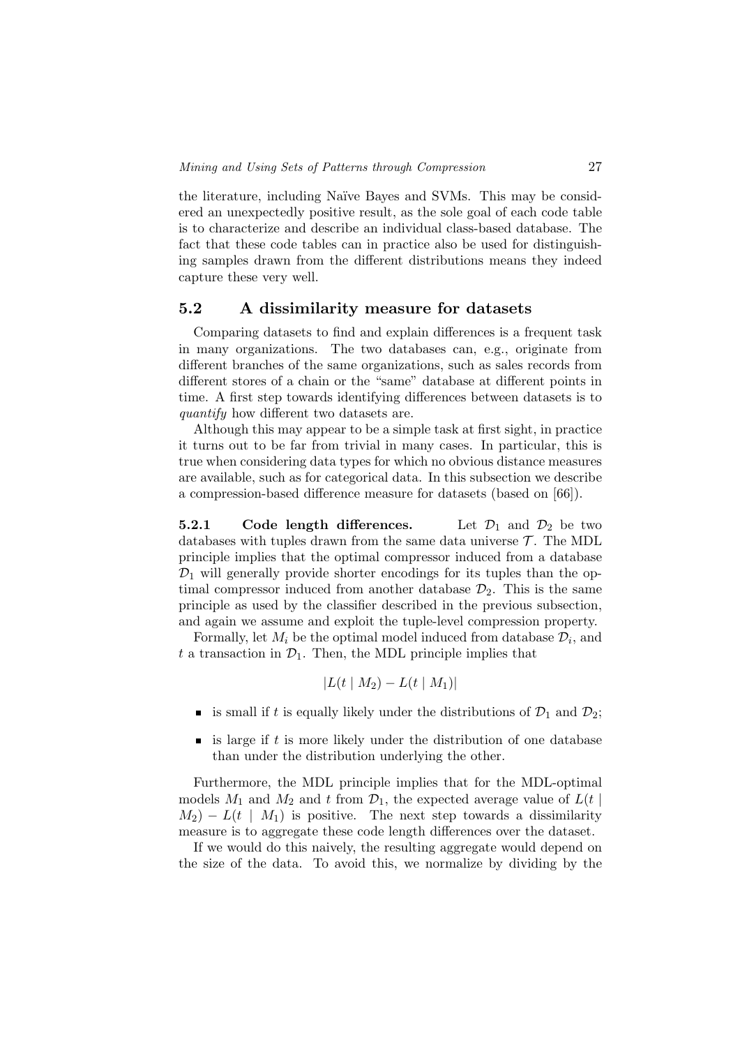the literature, including Naïve Bayes and SVMs. This may be considered an unexpectedly positive result, as the sole goal of each code table is to characterize and describe an individual class-based database. The fact that these code tables can in practice also be used for distinguishing samples drawn from the different distributions means they indeed capture these very well.

## 5.2 A dissimilarity measure for datasets

Comparing datasets to find and explain differences is a frequent task in many organizations. The two databases can, e.g., originate from different branches of the same organizations, such as sales records from different stores of a chain or the "same" database at different points in time. A first step towards identifying differences between datasets is to *quantify* how different two datasets are.

Although this may appear to be a simple task at first sight, in practice it turns out to be far from trivial in many cases. In particular, this is true when considering data types for which no obvious distance measures are available, such as for categorical data. In this subsection we describe a compression-based difference measure for datasets (based on [66]).

**5.2.1 Code length differences.** Let $\mathcal{D}_1$ and $\mathcal{D}_2$ be two databases with tuples drawn from the same data universe $\mathcal{T}$. The MDL principle implies that the optimal compressor induced from a database $\mathcal{D}_1$ will generally provide shorter encodings for its tuples than the optimal compressor induced from another database $\mathcal{D}_2$. This is the same principle as used by the classifier described in the previous subsection, and again we assume and exploit the tuple-level compression property.

Formally, let $M_i$ be the optimal model induced from database $\mathcal{D}_i$, and $t$ a transaction in $\mathcal{D}_1$. Then, the MDL principle implies that

$$|L(t \mid M_2) - L(t \mid M_1)|$$

- is small if $t$ is equally likely under the distributions of $\mathcal{D}_1$ and $\mathcal{D}_2$;
- is large if $t$ is more likely under the distribution of one database than under the distribution underlying the other.

Furthermore, the MDL principle implies that for the MDL-optimal models $M_1$ and $M_2$ and $t$ from $\mathcal{D}_1$, the expected average value of $L(t \mid M_2) - L(t \mid M_1)$ is positive. The next step towards a dissimilarity measure is to aggregate these code length differences over the dataset.

If we would do this naively, the resulting aggregate would depend on the size of the data. To avoid this, we normalize by dividing by the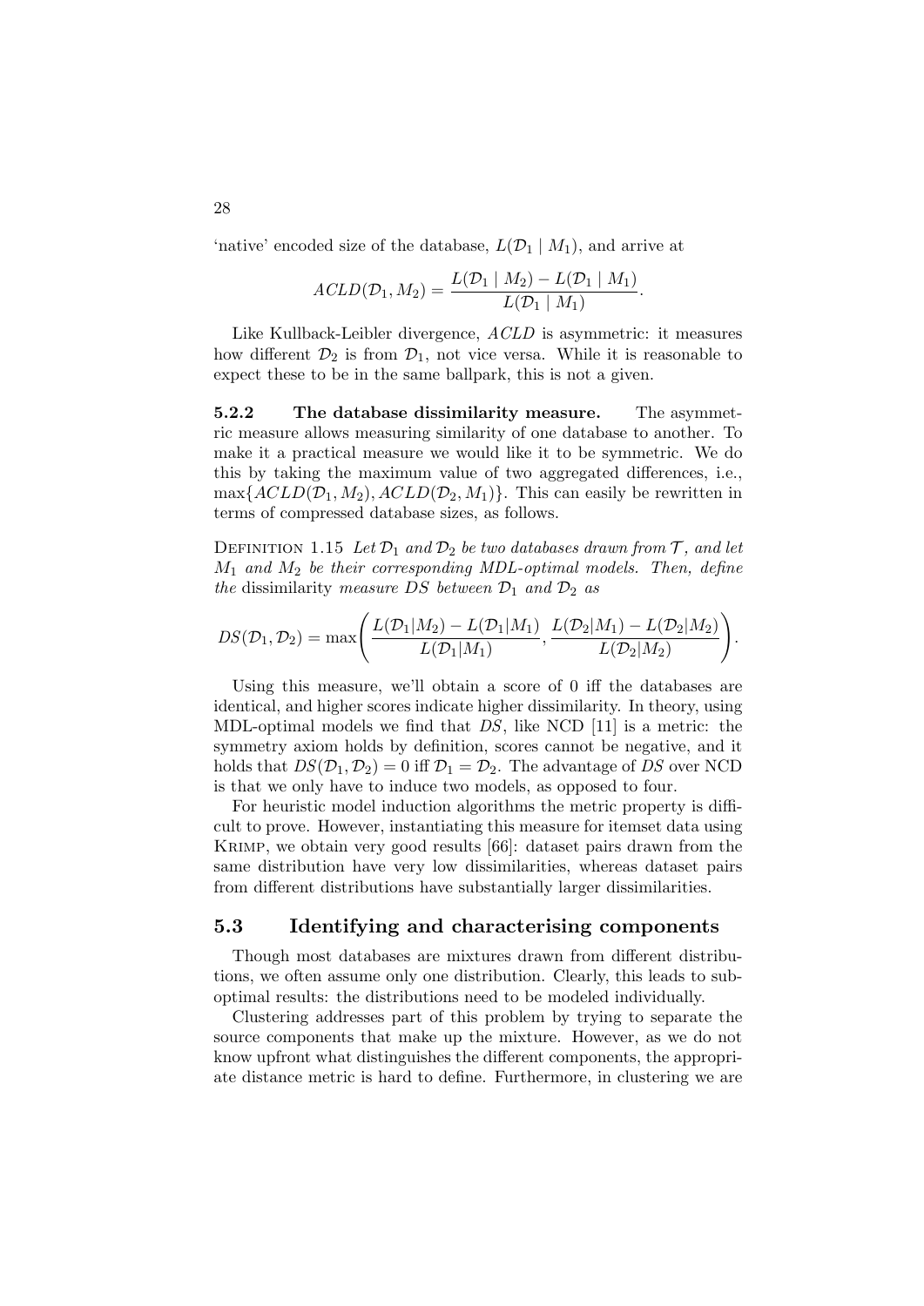'native' encoded size of the database, $L(\mathcal{D}_1 \mid M_1)$, and arrive at

$$ACLD(\mathcal{D}_1, M_2) = \frac{L(\mathcal{D}_1 \mid M_2) - L(\mathcal{D}_1 \mid M_1)}{L(\mathcal{D}_1 \mid M_1)}.$$

Like Kullback-Leibler divergence, $ACLD$ is asymmetric: it measures how different $\mathcal{D}_2$ is from $\mathcal{D}_1$, not vice versa. While it is reasonable to expect these to be in the same ballpark, this is not a given.

**5.2.2 The database dissimilarity measure.** The asymmetric measure allows measuring similarity of one database to another. To make it a practical measure we would like it to be symmetric. We do this by taking the maximum value of two aggregated differences, i.e., $\max\{ACLD(\mathcal{D}_1, M_2), ACLD(\mathcal{D}_2, M_1)\}$. This can easily be rewritten in terms of compressed database sizes, as follows.

Definition 1.15 *Let $\mathcal{D}_1$ and $\mathcal{D}_2$ be two databases drawn from $\mathcal{T}$, and let $M_1$ and $M_2$ be their corresponding MDL-optimal models. Then, define the* dissimilarity *measure $DS$ between $\mathcal{D}_1$ and $\mathcal{D}_2$ as*

$$DS(\mathcal{D}_1, \mathcal{D}_2) = \max\left( \frac{L(\mathcal{D}_1|M_2) - L(\mathcal{D}_1|M_1)}{L(\mathcal{D}_1|M_1)}, \frac{L(\mathcal{D}_2|M_1) - L(\mathcal{D}_2|M_2)}{L(\mathcal{D}_2|M_2)} \right).$$

Using this measure, we'll obtain a score of 0 iff the databases are identical, and higher scores indicate higher dissimilarity. In theory, using MDL-optimal models we find that $DS$, like NCD [11] is a metric: the symmetry axiom holds by definition, scores cannot be negative, and it holds that $DS(\mathcal{D}_1, \mathcal{D}_2) = 0$ iff $\mathcal{D}_1 = \mathcal{D}_2$. The advantage of $DS$ over NCD is that we only have to induce two models, as opposed to four.

For heuristic model induction algorithms the metric property is difficult to prove. However, instantiating this measure for itemset data using Krimp, we obtain very good results [66]: dataset pairs drawn from the same distribution have very low dissimilarities, whereas dataset pairs from different distributions have substantially larger dissimilarities.

## 5.3 Identifying and characterising components

Though most databases are mixtures drawn from different distributions, we often assume only one distribution. Clearly, this leads to suboptimal results: the distributions need to be modeled individually.

Clustering addresses part of this problem by trying to separate the source components that make up the mixture. However, as we do not know upfront what distinguishes the different components, the appropriate distance metric is hard to define. Furthermore, in clustering we are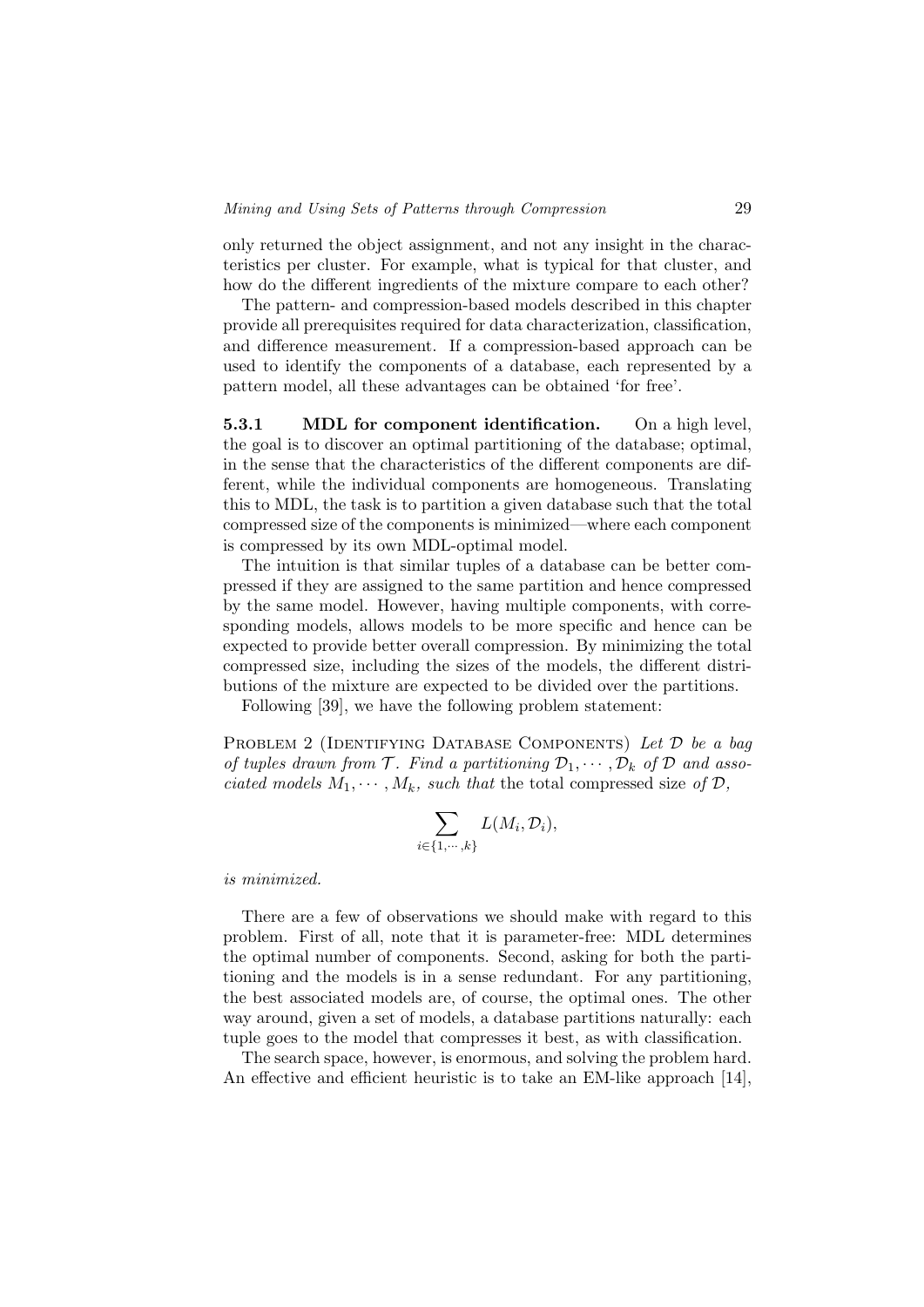only returned the object assignment, and not any insight in the characteristics per cluster. For example, what is typical for that cluster, and how do the different ingredients of the mixture compare to each other?

The pattern- and compression-based models described in this chapter provide all prerequisites required for data characterization, classification, and difference measurement. If a compression-based approach can be used to identify the components of a database, each represented by a pattern model, all these advantages can be obtained 'for free'.

**5.3.1 MDL for component identification.** On a high level, the goal is to discover an optimal partitioning of the database; optimal, in the sense that the characteristics of the different components are different, while the individual components are homogeneous. Translating this to MDL, the task is to partition a given database such that the total compressed size of the components is minimized—where each component is compressed by its own MDL-optimal model.

The intuition is that similar tuples of a database can be better compressed if they are assigned to the same partition and hence compressed by the same model. However, having multiple components, with corresponding models, allows models to be more specific and hence can be expected to provide better overall compression. By minimizing the total compressed size, including the sizes of the models, the different distributions of the mixture are expected to be divided over the partitions.

Following [39], we have the following problem statement:

Problem 2 (Identifying Database Components) *Let $\mathcal{D}$ be a bag of tuples drawn from $\mathcal{T}$. Find a partitioning $\mathcal{D}_1, \cdots, \mathcal{D}_k$ of $\mathcal{D}$ and associated models $M_1, \cdots, M_k$, such that* the total compressed size *of $\mathcal{D}$,*

$$\sum_{i \in \{1, \cdots, k\}} L(M_i, \mathcal{D}_i),$$

*is minimized.*

There are a few of observations we should make with regard to this problem. First of all, note that it is parameter-free: MDL determines the optimal number of components. Second, asking for both the partitioning and the models is in a sense redundant. For any partitioning, the best associated models are, of course, the optimal ones. The other way around, given a set of models, a database partitions naturally: each tuple goes to the model that compresses it best, as with classification.

The search space, however, is enormous, and solving the problem hard. An effective and efficient heuristic is to take an EM-like approach [14],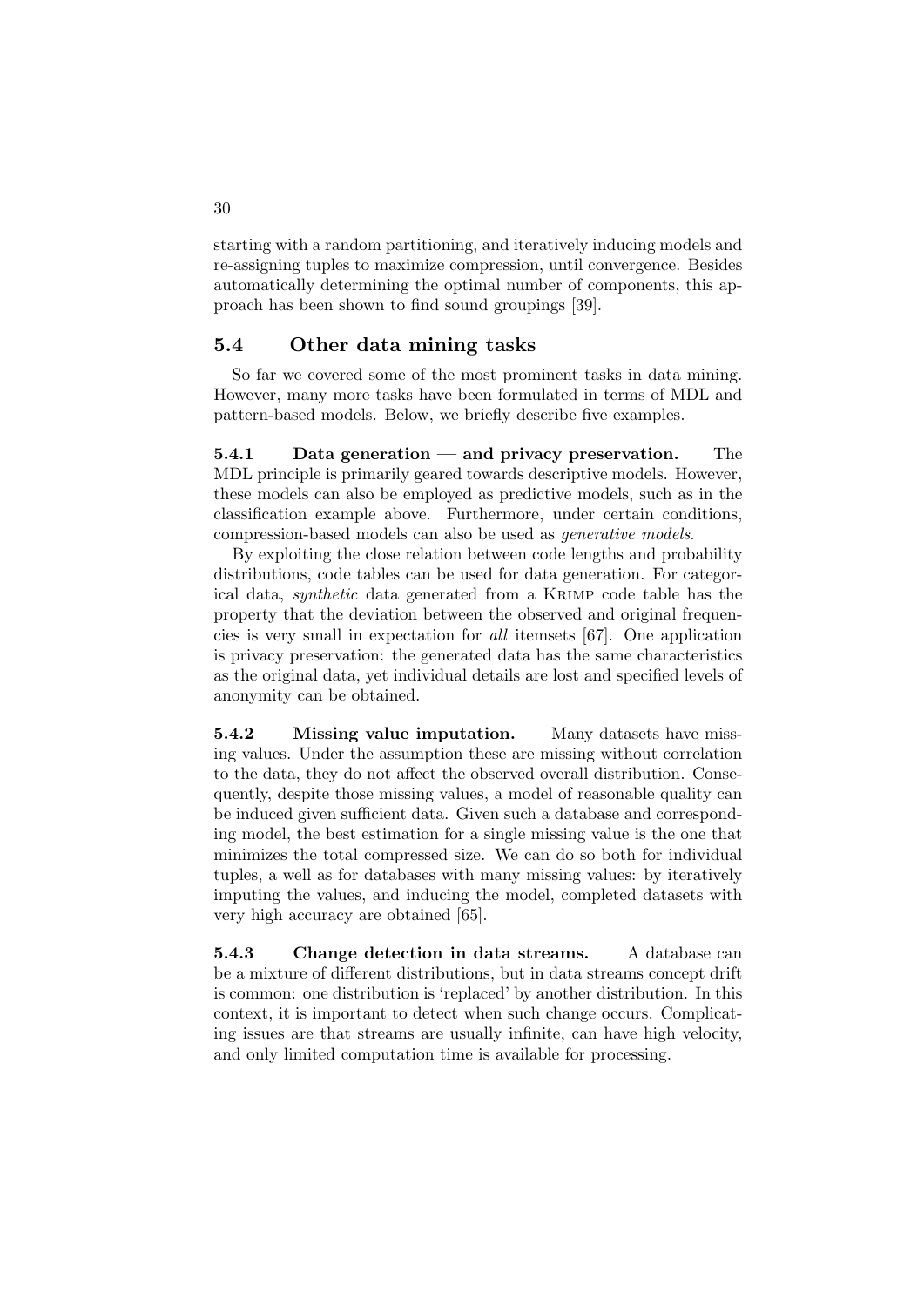starting with a random partitioning, and iteratively inducing models and re-assigning tuples to maximize compression, until convergence. Besides automatically determining the optimal number of components, this approach has been shown to find sound groupings [39].

## 5.4 Other data mining tasks

So far we covered some of the most prominent tasks in data mining. However, many more tasks have been formulated in terms of MDL and pattern-based models. Below, we briefly describe five examples.

**5.4.1 Data generation — and privacy preservation.** The MDL principle is primarily geared towards descriptive models. However, these models can also be employed as predictive models, such as in the classification example above. Furthermore, under certain conditions, compression-based models can also be used as *generative models*.

By exploiting the close relation between code lengths and probability distributions, code tables can be used for data generation. For categorical data, *synthetic* data generated from a Krimp code table has the property that the deviation between the observed and original frequencies is very small in expectation for *all* itemsets [67]. One application is privacy preservation: the generated data has the same characteristics as the original data, yet individual details are lost and specified levels of anonymity can be obtained.

**5.4.2 Missing value imputation.** Many datasets have missing values. Under the assumption these are missing without correlation to the data, they do not affect the observed overall distribution. Consequently, despite those missing values, a model of reasonable quality can be induced given sufficient data. Given such a database and corresponding model, the best estimation for a single missing value is the one that minimizes the total compressed size. We can do so both for individual tuples, a well as for databases with many missing values: by iteratively imputing the values, and inducing the model, completed datasets with very high accuracy are obtained [65].

**5.4.3 Change detection in data streams.** A database can be a mixture of different distributions, but in data streams concept drift is common: one distribution is 'replaced' by another distribution. In this context, it is important to detect when such change occurs. Complicating issues are that streams are usually infinite, can have high velocity, and only limited computation time is available for processing.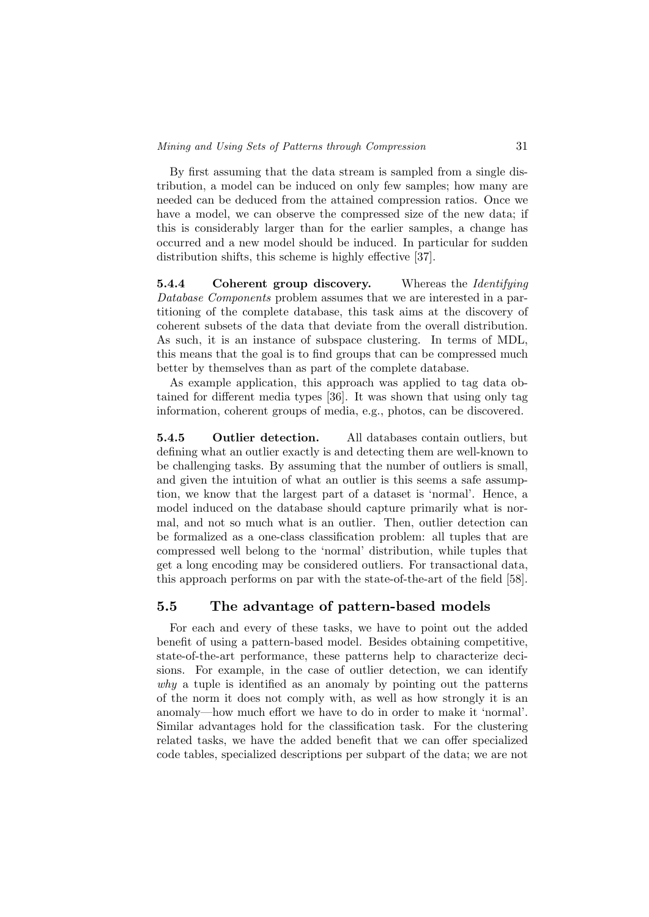By first assuming that the data stream is sampled from a single distribution, a model can be induced on only few samples; how many are needed can be deduced from the attained compression ratios. Once we have a model, we can observe the compressed size of the new data; if this is considerably larger than for the earlier samples, a change has occurred and a new model should be induced. In particular for sudden distribution shifts, this scheme is highly effective [37].

**5.4.4 Coherent group discovery.** Whereas the *Identifying Database Components* problem assumes that we are interested in a partitioning of the complete database, this task aims at the discovery of coherent subsets of the data that deviate from the overall distribution. As such, it is an instance of subspace clustering. In terms of MDL, this means that the goal is to find groups that can be compressed much better by themselves than as part of the complete database.

As example application, this approach was applied to tag data obtained for different media types [36]. It was shown that using only tag information, coherent groups of media, e.g., photos, can be discovered.

**5.4.5 Outlier detection.** All databases contain outliers, but defining what an outlier exactly is and detecting them are well-known to be challenging tasks. By assuming that the number of outliers is small, and given the intuition of what an outlier is this seems a safe assumption, we know that the largest part of a dataset is 'normal'. Hence, a model induced on the database should capture primarily what is normal, and not so much what is an outlier. Then, outlier detection can be formalized as a one-class classification problem: all tuples that are compressed well belong to the 'normal' distribution, while tuples that get a long encoding may be considered outliers. For transactional data, this approach performs on par with the state-of-the-art of the field [58].

## 5.5 The advantage of pattern-based models

For each and every of these tasks, we have to point out the added benefit of using a pattern-based model. Besides obtaining competitive, state-of-the-art performance, these patterns help to characterize decisions. For example, in the case of outlier detection, we can identify *why* a tuple is identified as an anomaly by pointing out the patterns of the norm it does not comply with, as well as how strongly it is an anomaly—how much effort we have to do in order to make it 'normal'. Similar advantages hold for the classification task. For the clustering related tasks, we have the added benefit that we can offer specialized code tables, specialized descriptions per subpart of the data; we are not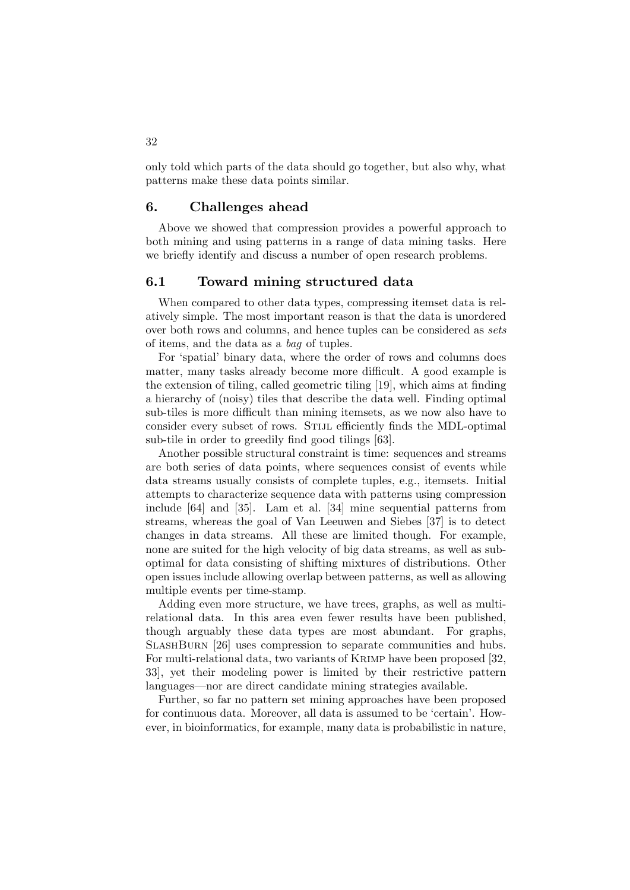only told which parts of the data should go together, but also why, what patterns make these data points similar.

## 6. Challenges ahead

Above we showed that compression provides a powerful approach to both mining and using patterns in a range of data mining tasks. Here we briefly identify and discuss a number of open research problems.

### 6.1 Toward mining structured data

When compared to other data types, compressing itemset data is relatively simple. The most important reason is that the data is unordered over both rows and columns, and hence tuples can be considered as *sets* of items, and the data as a *bag* of tuples.

For 'spatial' binary data, where the order of rows and columns does matter, many tasks already become more difficult. A good example is the extension of tiling, called geometric tiling [19], which aims at finding a hierarchy of (noisy) tiles that describe the data well. Finding optimal sub-tiles is more difficult than mining itemsets, as we now also have to consider every subset of rows. STIJL efficiently finds the MDL-optimal sub-tile in order to greedily find good tilings [63].

Another possible structural constraint is time: sequences and streams are both series of data points, where sequences consist of events while data streams usually consists of complete tuples, e.g., itemsets. Initial attempts to characterize sequence data with patterns using compression include [64] and [35]. Lam et al. [34] mine sequential patterns from streams, whereas the goal of Van Leeuwen and Siebes [37] is to detect changes in data streams. All these are limited though. For example, none are suited for the high velocity of big data streams, as well as sub-optimal for data consisting of shifting mixtures of distributions. Other open issues include allowing overlap between patterns, as well as allowing multiple events per time-stamp.

Adding even more structure, we have trees, graphs, as well as multi-relational data. In this area even fewer results have been published, though arguably these data types are most abundant. For graphs, SLASHBURN [26] uses compression to separate communities and hubs. For multi-relational data, two variants of KRIMP have been proposed [32, 33], yet their modeling power is limited by their restrictive pattern languages—nor are direct candidate mining strategies available.

Further, so far no pattern set mining approaches have been proposed for continuous data. Moreover, all data is assumed to be 'certain'. However, in bioinformatics, for example, many data is probabilistic in nature,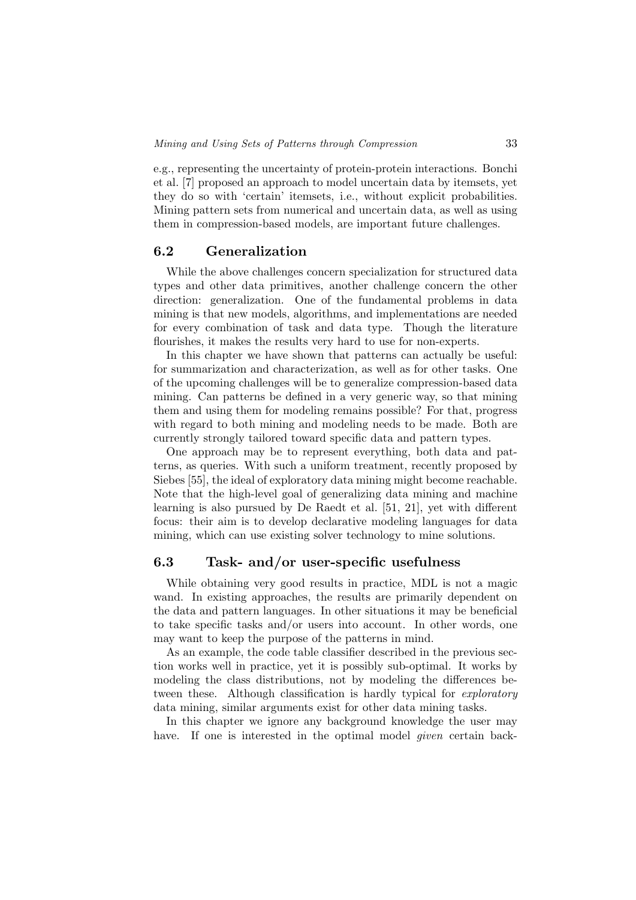e.g., representing the uncertainty of protein-protein interactions. Bonchi et al. [7] proposed an approach to model uncertain data by itemsets, yet they do so with 'certain' itemsets, i.e., without explicit probabilities. Mining pattern sets from numerical and uncertain data, as well as using them in compression-based models, are important future challenges.

## 6.2 Generalization

While the above challenges concern specialization for structured data types and other data primitives, another challenge concern the other direction: generalization. One of the fundamental problems in data mining is that new models, algorithms, and implementations are needed for every combination of task and data type. Though the literature flourishes, it makes the results very hard to use for non-experts.

In this chapter we have shown that patterns can actually be useful: for summarization and characterization, as well as for other tasks. One of the upcoming challenges will be to generalize compression-based data mining. Can patterns be defined in a very generic way, so that mining them and using them for modeling remains possible? For that, progress with regard to both mining and modeling needs to be made. Both are currently strongly tailored toward specific data and pattern types.

One approach may be to represent everything, both data and patterns, as queries. With such a uniform treatment, recently proposed by Siebes [55], the ideal of exploratory data mining might become reachable. Note that the high-level goal of generalizing data mining and machine learning is also pursued by De Raedt et al. [51, 21], yet with different focus: their aim is to develop declarative modeling languages for data mining, which can use existing solver technology to mine solutions.

## 6.3 Task- and/or user-specific usefulness

While obtaining very good results in practice, MDL is not a magic wand. In existing approaches, the results are primarily dependent on the data and pattern languages. In other situations it may be beneficial to take specific tasks and/or users into account. In other words, one may want to keep the purpose of the patterns in mind.

As an example, the code table classifier described in the previous section works well in practice, yet it is possibly sub-optimal. It works by modeling the class distributions, not by modeling the differences between these. Although classification is hardly typical for *exploratory* data mining, similar arguments exist for other data mining tasks.

In this chapter we ignore any background knowledge the user may have. If one is interested in the optimal model *given* certain back-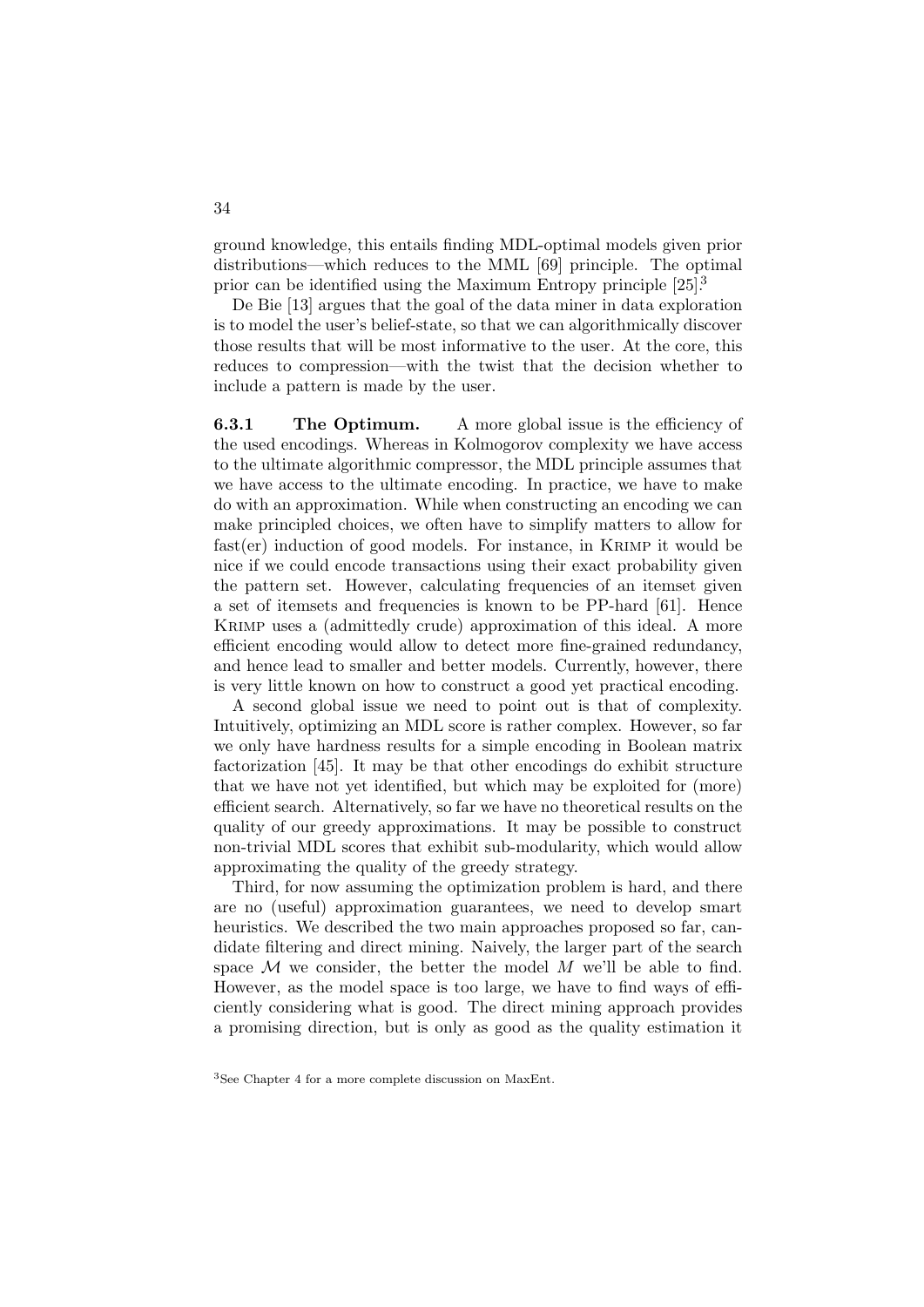ground knowledge, this entails finding MDL-optimal models given prior distributions—which reduces to the MML [69] principle. The optimal prior can be identified using the Maximum Entropy principle [25].[3]

De Bie [13] argues that the goal of the data miner in data exploration is to model the user's belief-state, so that we can algorithmically discover those results that will be most informative to the user. At the core, this reduces to compression—with the twist that the decision whether to include a pattern is made by the user.

**6.3.1 The Optimum.** A more global issue is the efficiency of the used encodings. Whereas in Kolmogorov complexity we have access to the ultimate algorithmic compressor, the MDL principle assumes that we have access to the ultimate encoding. In practice, we have to make do with an approximation. While when constructing an encoding we can make principled choices, we often have to simplify matters to allow for fast(er) induction of good models. For instance, in Krimp it would be nice if we could encode transactions using their exact probability given the pattern set. However, calculating frequencies of an itemset given a set of itemsets and frequencies is known to be PP-hard [61]. Hence Krimp uses a (admittedly crude) approximation of this ideal. A more efficient encoding would allow to detect more fine-grained redundancy, and hence lead to smaller and better models. Currently, however, there is very little known on how to construct a good yet practical encoding.

A second global issue we need to point out is that of complexity. Intuitively, optimizing an MDL score is rather complex. However, so far we only have hardness results for a simple encoding in Boolean matrix factorization [45]. It may be that other encodings do exhibit structure that we have not yet identified, but which may be exploited for (more) efficient search. Alternatively, so far we have no theoretical results on the quality of our greedy approximations. It may be possible to construct non-trivial MDL scores that exhibit sub-modularity, which would allow approximating the quality of the greedy strategy.

Third, for now assuming the optimization problem is hard, and there are no (useful) approximation guarantees, we need to develop smart heuristics. We described the two main approaches proposed so far, candidate filtering and direct mining. Naively, the larger part of the search space $\mathcal{M}$ we consider, the better the model $M$ we'll be able to find. However, as the model space is too large, we have to find ways of efficiently considering what is good. The direct mining approach provides a promising direction, but is only as good as the quality estimation it

[3] See Chapter 4 for a more complete discussion on MaxEnt.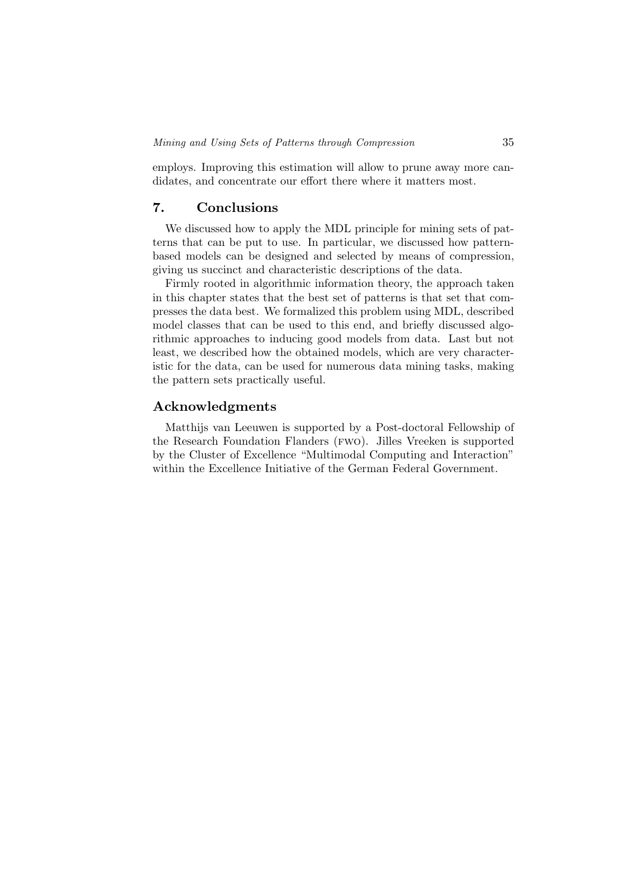employs. Improving this estimation will allow to prune away more candidates, and concentrate our effort there where it matters most.

## 7. Conclusions

We discussed how to apply the MDL principle for mining sets of patterns that can be put to use. In particular, we discussed how pattern-based models can be designed and selected by means of compression, giving us succinct and characteristic descriptions of the data.

Firmly rooted in algorithmic information theory, the approach taken in this chapter states that the best set of patterns is that set that compresses the data best. We formalized this problem using MDL, described model classes that can be used to this end, and briefly discussed algorithmic approaches to inducing good models from data. Last but not least, we described how the obtained models, which are very characteristic for the data, can be used for numerous data mining tasks, making the pattern sets practically useful.

## Acknowledgments

Matthijs van Leeuwen is supported by a Post-doctoral Fellowship of the Research Foundation Flanders (FWO). Jilles Vreeken is supported by the Cluster of Excellence "Multimodal Computing and Interaction" within the Excellence Initiative of the German Federal Government.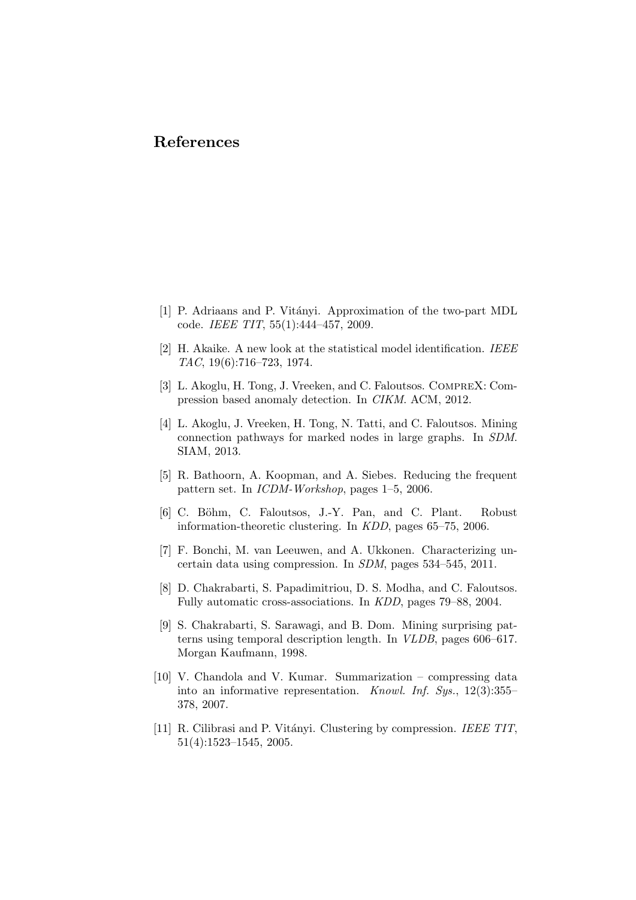# References

[1] P. Adriaans and P. Vitányi. Approximation of the two-part MDL code. *IEEE TIT*, 55(1):444–457, 2009.

[2] H. Akaike. A new look at the statistical model identification. *IEEE TAC*, 19(6):716–723, 1974.

[3] L. Akoglu, H. Tong, J. Vreeken, and C. Faloutsos. CompreX: Compression based anomaly detection. In *CIKM*. ACM, 2012.

[4] L. Akoglu, J. Vreeken, H. Tong, N. Tatti, and C. Faloutsos. Mining connection pathways for marked nodes in large graphs. In *SDM*. SIAM, 2013.

[5] R. Bathoorn, A. Koopman, and A. Siebes. Reducing the frequent pattern set. In *ICDM-Workshop*, pages 1–5, 2006.

[6] C. Böhm, C. Faloutsos, J.-Y. Pan, and C. Plant. Robust information-theoretic clustering. In *KDD*, pages 65–75, 2006.

[7] F. Bonchi, M. van Leeuwen, and A. Ukkonen. Characterizing uncertain data using compression. In *SDM*, pages 534–545, 2011.

[8] D. Chakrabarti, S. Papadimitriou, D. S. Modha, and C. Faloutsos. Fully automatic cross-associations. In *KDD*, pages 79–88, 2004.

[9] S. Chakrabarti, S. Sarawagi, and B. Dom. Mining surprising patterns using temporal description length. In *VLDB*, pages 606–617. Morgan Kaufmann, 1998.

[10] V. Chandola and V. Kumar. Summarization – compressing data into an informative representation. *Knowl. Inf. Sys.*, 12(3):355–378, 2007.

[11] R. Cilibrasi and P. Vitányi. Clustering by compression. *IEEE TIT*, 51(4):1523–1545, 2005.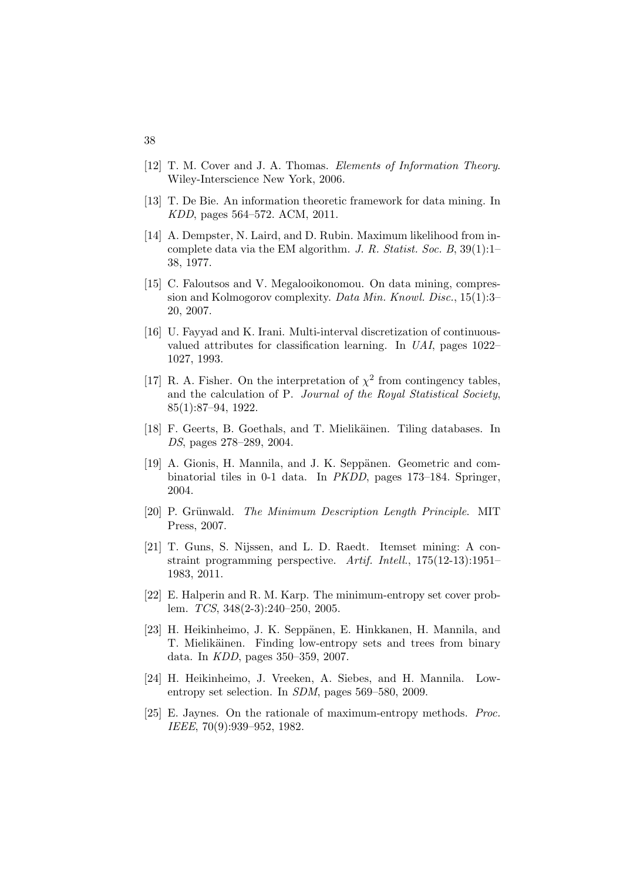[12] T. M. Cover and J. A. Thomas. *Elements of Information Theory.* Wiley-Interscience New York, 2006.

[13] T. De Bie. An information theoretic framework for data mining. In *KDD*, pages 564–572. ACM, 2011.

[14] A. Dempster, N. Laird, and D. Rubin. Maximum likelihood from incomplete data via the EM algorithm. *J. R. Statist. Soc. B*, 39(1):1–38, 1977.

[15] C. Faloutsos and V. Megalooikonomou. On data mining, compression and Kolmogorov complexity. *Data Min. Knowl. Disc.*, 15(1):3–20, 2007.

[16] U. Fayyad and K. Irani. Multi-interval discretization of continuous-valued attributes for classification learning. In *UAI*, pages 1022–1027, 1993.

[17] R. A. Fisher. On the interpretation of $\chi^2$ from contingency tables, and the calculation of P. *Journal of the Royal Statistical Society*, 85(1):87–94, 1922.

[18] F. Geerts, B. Goethals, and T. Mielikäinen. Tiling databases. In *DS*, pages 278–289, 2004.

[19] A. Gionis, H. Mannila, and J. K. Seppänen. Geometric and combinatorial tiles in 0-1 data. In *PKDD*, pages 173–184. Springer, 2004.

[20] P. Grünwald. *The Minimum Description Length Principle*. MIT Press, 2007.

[21] T. Guns, S. Nijssen, and L. D. Raedt. Itemset mining: A constraint programming perspective. *Artif. Intell.*, 175(12-13):1951–1983, 2011.

[22] E. Halperin and R. M. Karp. The minimum-entropy set cover problem. *TCS*, 348(2-3):240–250, 2005.

[23] H. Heikinheimo, J. K. Seppänen, E. Hinkkanen, H. Mannila, and T. Mielikäinen. Finding low-entropy sets and trees from binary data. In *KDD*, pages 350–359, 2007.

[24] H. Heikinheimo, J. Vreeken, A. Siebes, and H. Mannila. Low-entropy set selection. In *SDM*, pages 569–580, 2009.

[25] E. Jaynes. On the rationale of maximum-entropy methods. *Proc. IEEE*, 70(9):939–952, 1982.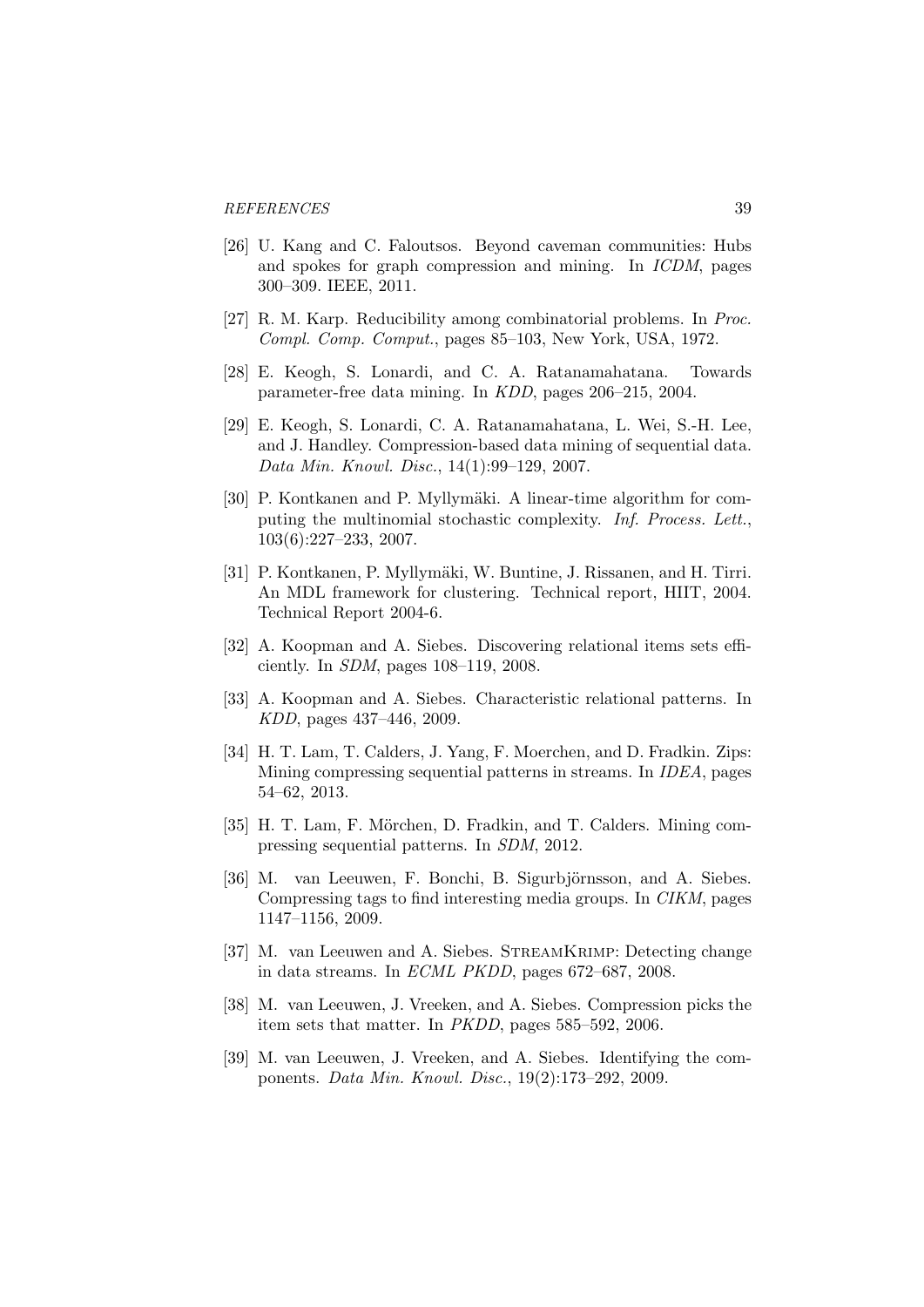[26] U. Kang and C. Faloutsos. Beyond caveman communities: Hubs and spokes for graph compression and mining. In *ICDM*, pages 300–309. IEEE, 2011.

[27] R. M. Karp. Reducibility among combinatorial problems. In *Proc. Compl. Comp. Comput.*, pages 85–103, New York, USA, 1972.

[28] E. Keogh, S. Lonardi, and C. A. Ratanamahatana. Towards parameter-free data mining. In *KDD*, pages 206–215, 2004.

[29] E. Keogh, S. Lonardi, C. A. Ratanamahatana, L. Wei, S.-H. Lee, and J. Handley. Compression-based data mining of sequential data. *Data Min. Knowl. Disc.*, 14(1):99–129, 2007.

[30] P. Kontkanen and P. Myllymäki. A linear-time algorithm for computing the multinomial stochastic complexity. *Inf. Process. Lett.*, 103(6):227–233, 2007.

[31] P. Kontkanen, P. Myllymäki, W. Buntine, J. Rissanen, and H. Tirri. An MDL framework for clustering. Technical report, HIIT, 2004. Technical Report 2004-6.

[32] A. Koopman and A. Siebes. Discovering relational items sets efficiently. In *SDM*, pages 108–119, 2008.

[33] A. Koopman and A. Siebes. Characteristic relational patterns. In *KDD*, pages 437–446, 2009.

[34] H. T. Lam, T. Calders, J. Yang, F. Moerchen, and D. Fradkin. Zips: Mining compressing sequential patterns in streams. In *IDEA*, pages 54–62, 2013.

[35] H. T. Lam, F. Mörchen, D. Fradkin, and T. Calders. Mining compressing sequential patterns. In *SDM*, 2012.

[36] M. van Leeuwen, F. Bonchi, B. Sigurbjörnsson, and A. Siebes. Compressing tags to find interesting media groups. In *CIKM*, pages 1147–1156, 2009.

[37] M. van Leeuwen and A. Siebes. StreamKrimp: Detecting change in data streams. In *ECML PKDD*, pages 672–687, 2008.

[38] M. van Leeuwen, J. Vreeken, and A. Siebes. Compression picks the item sets that matter. In *PKDD*, pages 585–592, 2006.

[39] M. van Leeuwen, J. Vreeken, and A. Siebes. Identifying the components. *Data Min. Knowl. Disc.*, 19(2):173–292, 2009.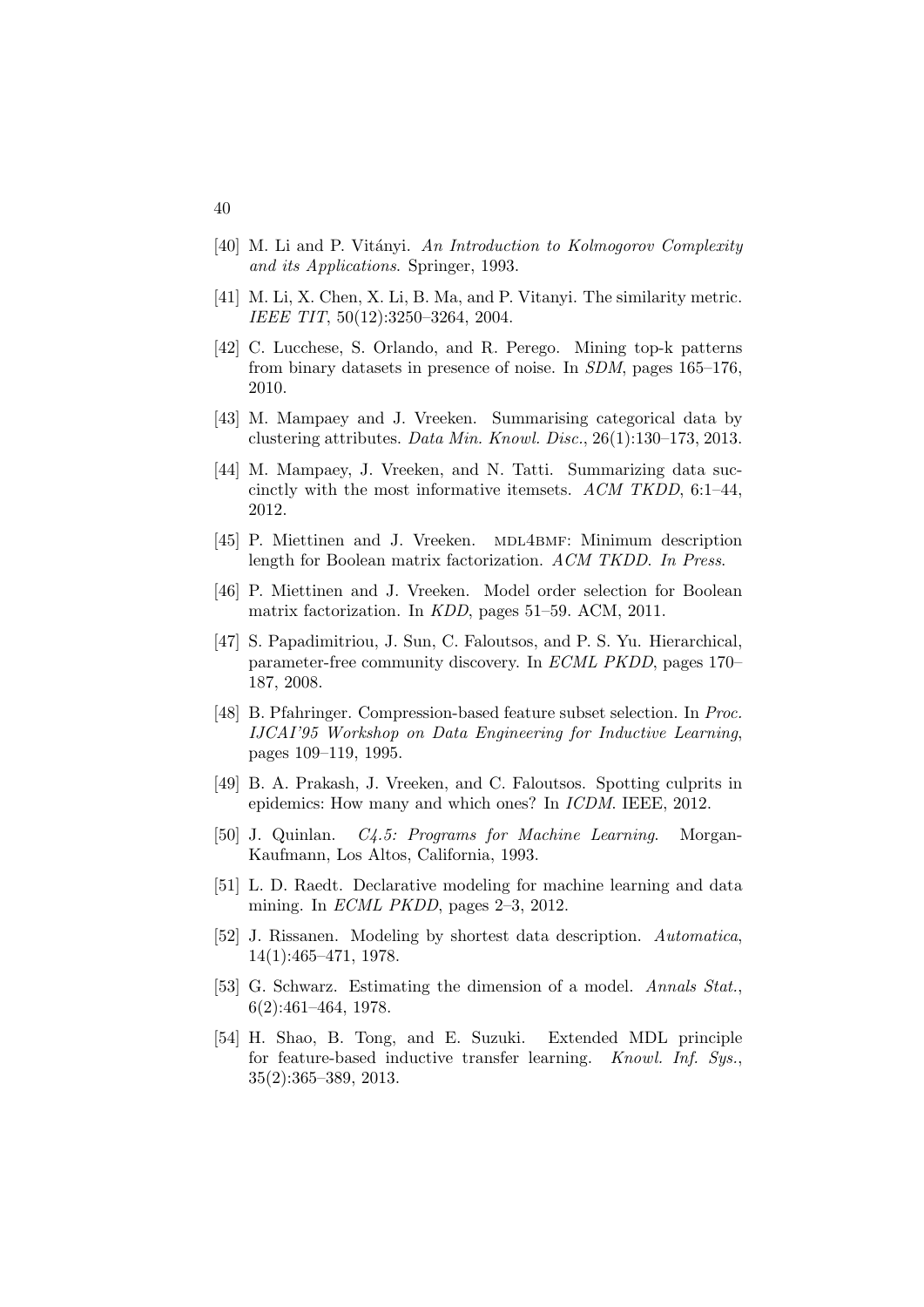[40] M. Li and P. Vitányi. *An Introduction to Kolmogorov Complexity and its Applications*. Springer, 1993.

[41] M. Li, X. Chen, X. Li, B. Ma, and P. Vitanyi. The similarity metric. *IEEE TIT*, 50(12):3250–3264, 2004.

[42] C. Lucchese, S. Orlando, and R. Perego. Mining top-k patterns from binary datasets in presence of noise. In *SDM*, pages 165–176, 2010.

[43] M. Mampaey and J. Vreeken. Summarising categorical data by clustering attributes. *Data Min. Knowl. Disc.*, 26(1):130–173, 2013.

[44] M. Mampaey, J. Vreeken, and N. Tatti. Summarizing data succinctly with the most informative itemsets. *ACM TKDD*, 6:1–44, 2012.

[45] P. Miettinen and J. Vreeken. MDL4BMF: Minimum description length for Boolean matrix factorization. *ACM TKDD. In Press*.

[46] P. Miettinen and J. Vreeken. Model order selection for Boolean matrix factorization. In *KDD*, pages 51–59. ACM, 2011.

[47] S. Papadimitriou, J. Sun, C. Faloutsos, and P. S. Yu. Hierarchical, parameter-free community discovery. In *ECML PKDD*, pages 170–187, 2008.

[48] B. Pfahringer. Compression-based feature subset selection. In *Proc. IJCAI'95 Workshop on Data Engineering for Inductive Learning*, pages 109–119, 1995.

[49] B. A. Prakash, J. Vreeken, and C. Faloutsos. Spotting culprits in epidemics: How many and which ones? In *ICDM*. IEEE, 2012.

[50] J. Quinlan. *C4.5: Programs for Machine Learning*. Morgan-Kaufmann, Los Altos, California, 1993.

[51] L. D. Raedt. Declarative modeling for machine learning and data mining. In *ECML PKDD*, pages 2–3, 2012.

[52] J. Rissanen. Modeling by shortest data description. *Automatica*, 14(1):465–471, 1978.

[53] G. Schwarz. Estimating the dimension of a model. *Annals Stat.*, 6(2):461–464, 1978.

[54] H. Shao, B. Tong, and E. Suzuki. Extended MDL principle for feature-based inductive transfer learning. *Knowl. Inf. Sys.*, 35(2):365–389, 2013.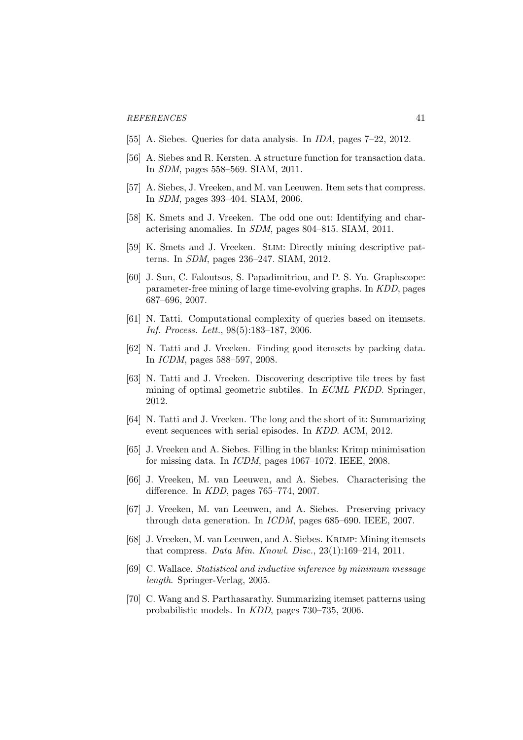[55] A. Siebes. Queries for data analysis. In *IDA*, pages 7–22, 2012.

[56] A. Siebes and R. Kersten. A structure function for transaction data. In *SDM*, pages 558–569. SIAM, 2011.

[57] A. Siebes, J. Vreeken, and M. van Leeuwen. Item sets that compress. In *SDM*, pages 393–404. SIAM, 2006.

[58] K. Smets and J. Vreeken. The odd one out: Identifying and characterising anomalies. In *SDM*, pages 804–815. SIAM, 2011.

[59] K. Smets and J. Vreeken. Slim: Directly mining descriptive patterns. In *SDM*, pages 236–247. SIAM, 2012.

[60] J. Sun, C. Faloutsos, S. Papadimitriou, and P. S. Yu. Graphscope: parameter-free mining of large time-evolving graphs. In *KDD*, pages 687–696, 2007.

[61] N. Tatti. Computational complexity of queries based on itemsets. *Inf. Process. Lett.*, 98(5):183–187, 2006.

[62] N. Tatti and J. Vreeken. Finding good itemsets by packing data. In *ICDM*, pages 588–597, 2008.

[63] N. Tatti and J. Vreeken. Discovering descriptive tile trees by fast mining of optimal geometric subtiles. In *ECML PKDD*. Springer, 2012.

[64] N. Tatti and J. Vreeken. The long and the short of it: Summarizing event sequences with serial episodes. In *KDD*. ACM, 2012.

[65] J. Vreeken and A. Siebes. Filling in the blanks: Krimp minimisation for missing data. In *ICDM*, pages 1067–1072. IEEE, 2008.

[66] J. Vreeken, M. van Leeuwen, and A. Siebes. Characterising the difference. In *KDD*, pages 765–774, 2007.

[67] J. Vreeken, M. van Leeuwen, and A. Siebes. Preserving privacy through data generation. In *ICDM*, pages 685–690. IEEE, 2007.

[68] J. Vreeken, M. van Leeuwen, and A. Siebes. Krimp: Mining itemsets that compress. *Data Min. Knowl. Disc.*, 23(1):169–214, 2011.

[69] C. Wallace. *Statistical and inductive inference by minimum message length*. Springer-Verlag, 2005.

[70] C. Wang and S. Parthasarathy. Summarizing itemset patterns using probabilistic models. In *KDD*, pages 730–735, 2006.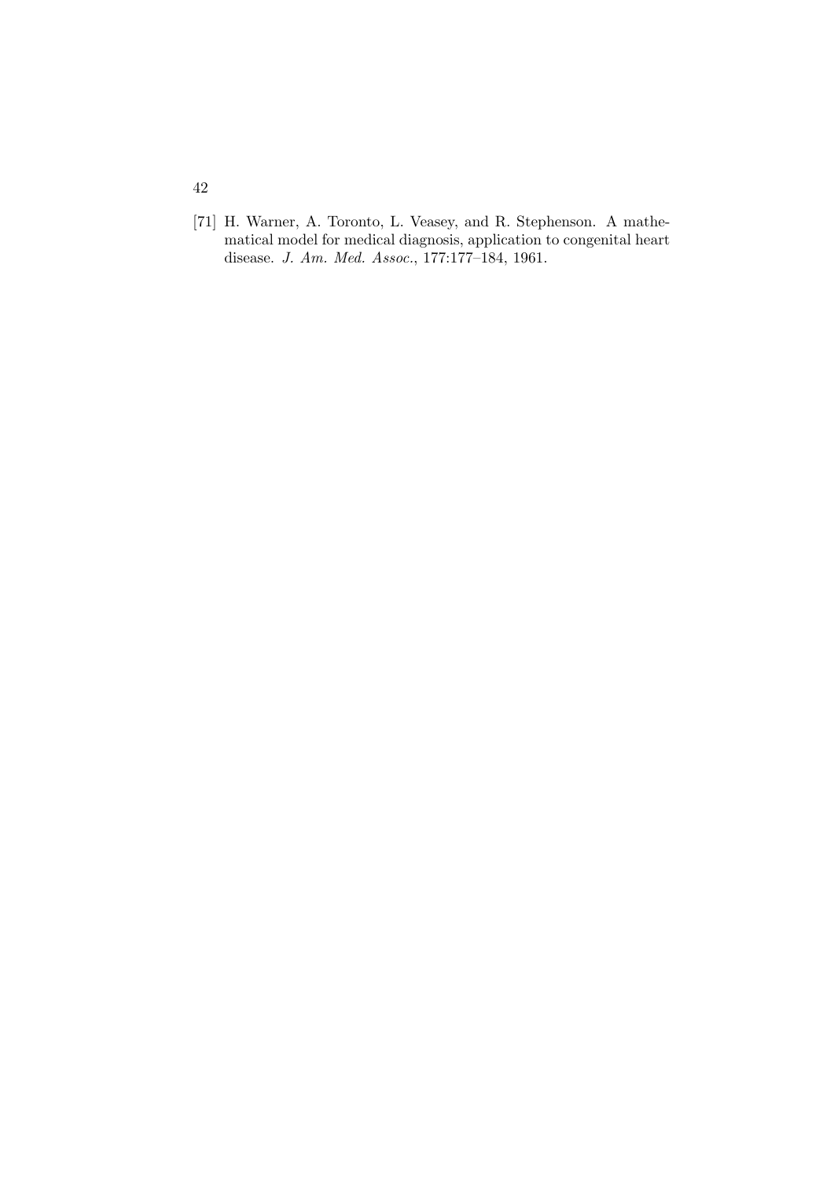[71] H. Warner, A. Toronto, L. Veasey, and R. Stephenson. A mathematical model for medical diagnosis, application to congenital heart disease. *J. Am. Med. Assoc.*, 177:177–184, 1961.